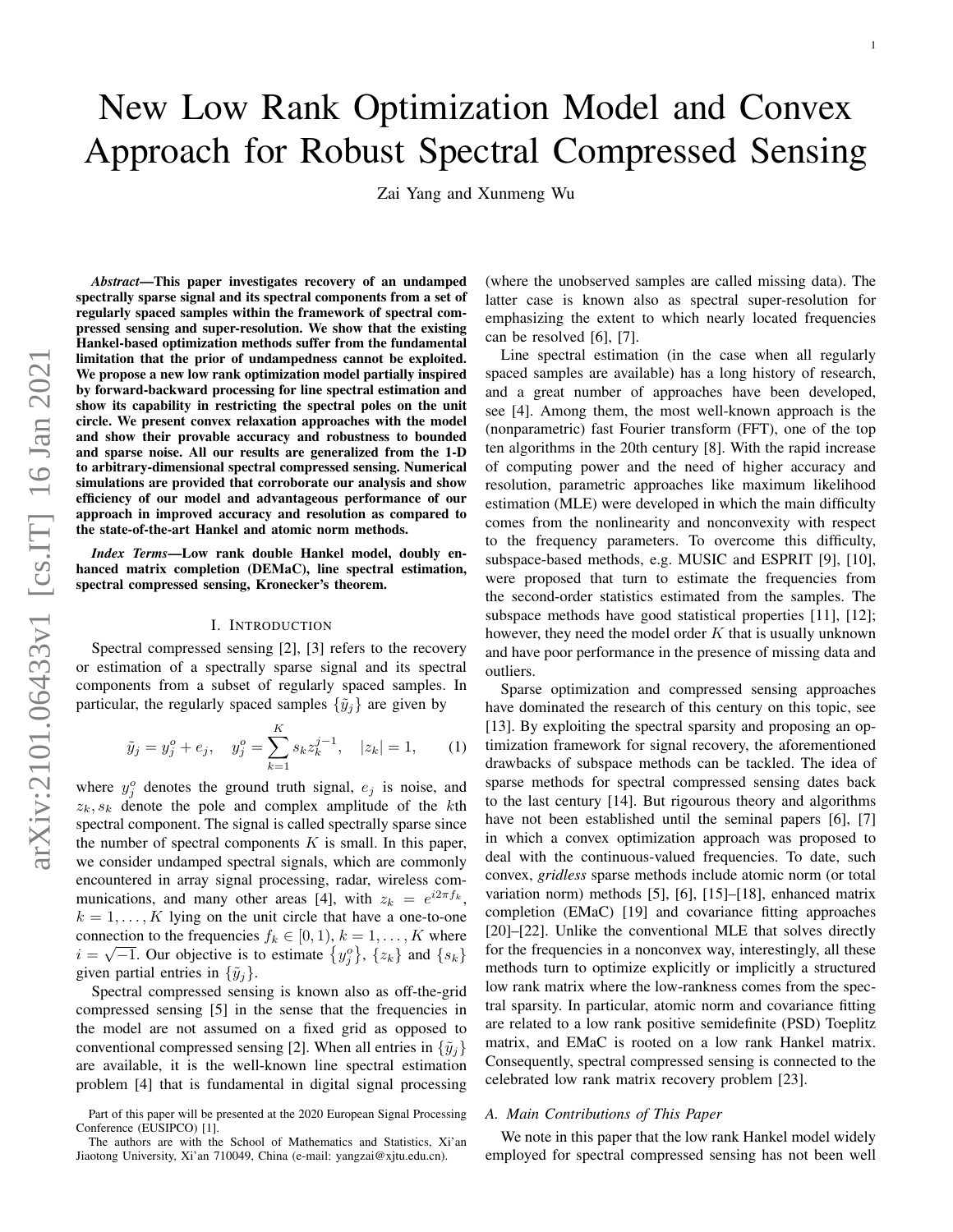# New Low Rank Optimization Model and Convex Approach for Robust Spectral Compressed Sensing

Zai Yang and Xunmeng Wu

***Abstract*—This paper investigates recovery of an undamped spectrally sparse signal and its spectral components from a set of regularly spaced samples within the framework of spectral compressed sensing and super-resolution. We show that the existing Hankel-based optimization methods suffer from the fundamental limitation that the prior of undampedness cannot be exploited. We propose a new low rank optimization model partially inspired by forward-backward processing for line spectral estimation and show its capability in restricting the spectral poles on the unit circle. We present convex relaxation approaches with the model and show their provable accuracy and robustness to bounded and sparse noise. All our results are generalized from the 1-D to arbitrary-dimensional spectral compressed sensing. Numerical simulations are provided that corroborate our analysis and show efficiency of our model and advantageous performance of our approach in improved accuracy and resolution as compared to the state-of-the-art Hankel and atomic norm methods.**

***Index Terms*—Low rank double Hankel model, doubly enhanced matrix completion (DEMaC), line spectral estimation, spectral compressed sensing, Kronecker's theorem.**

## I. Introduction

Spectral compressed sensing [2], [3] refers to the recovery or estimation of a spectrally sparse signal and its spectral components from a subset of regularly spaced samples. In particular, the regularly spaced samples $\{\tilde{y}_j\}$ are given by

$$\tilde{y}_j = y_j^o + e_j, \quad y_j^o = \sum_{k=1}^{K} s_k z_k^{j-1}, \quad |z_k| = 1, \tag{1}$$

where $y_j^o$ denotes the ground truth signal, $e_j$ is noise, and $z_k, s_k$ denote the pole and complex amplitude of the $k$th spectral component. The signal is called spectrally sparse since the number of spectral components $K$ is small. In this paper, we consider undamped spectral signals, which are commonly encountered in array signal processing, radar, wireless communications, and many other areas [4], with $z_k = e^{i2\pi f_k}$, $k = 1, \dots, K$ lying on the unit circle that have a one-to-one connection to the frequencies $f_k \in [0, 1)$, $k = 1, \dots, K$ where $i = \sqrt{-1}$. Our objective is to estimate $\{y_j^o\}$, $\{z_k\}$ and $\{s_k\}$ given partial entries in $\{\tilde{y}_j\}$.

Spectral compressed sensing is known also as off-the-grid compressed sensing [5] in the sense that the frequencies in the model are not assumed on a fixed grid as opposed to conventional compressed sensing [2]. When all entries in $\{\tilde{y}_j\}$ are available, it is the well-known line spectral estimation problem [4] that is fundamental in digital signal processing (where the unobserved samples are called missing data). The latter case is known also as spectral super-resolution for emphasizing the extent to which nearly located frequencies can be resolved [6], [7].

Line spectral estimation (in the case when all regularly spaced samples are available) has a long history of research, and a great number of approaches have been developed, see [4]. Among them, the most well-known approach is the (nonparametric) fast Fourier transform (FFT), one of the top ten algorithms in the 20th century [8]. With the rapid increase of computing power and the need of higher accuracy and resolution, parametric approaches like maximum likelihood estimation (MLE) were developed in which the main difficulty comes from the nonlinearity and nonconvexity with respect to the frequency parameters. To overcome this difficulty, subspace-based methods, e.g. MUSIC and ESPRIT [9], [10], were proposed that turn to estimate the frequencies from the second-order statistics estimated from the samples. The subspace methods have good statistical properties [11], [12]; however, they need the model order $K$ that is usually unknown and have poor performance in the presence of missing data and outliers.

Sparse optimization and compressed sensing approaches have dominated the research of this century on this topic, see [13]. By exploiting the spectral sparsity and proposing an optimization framework for signal recovery, the aforementioned drawbacks of subspace methods can be tackled. The idea of sparse methods for spectral compressed sensing dates back to the last century [14]. But rigourous theory and algorithms have not been established until the seminal papers [6], [7] in which a convex optimization approach was proposed to deal with the continuous-valued frequencies. To date, such convex, *gridless* sparse methods include atomic norm (or total variation norm) methods [5], [6], [15]–[18], enhanced matrix completion (EMaC) [19] and covariance fitting approaches [20]–[22]. Unlike the conventional MLE that solves directly for the frequencies in a nonconvex way, interestingly, all these methods turn to optimize explicitly or implicitly a structured low rank matrix where the low-rankness comes from the spectral sparsity. In particular, atomic norm and covariance fitting are related to a low rank positive semidefinite (PSD) Toeplitz matrix, and EMaC is rooted on a low rank Hankel matrix. Consequently, spectral compressed sensing is connected to the celebrated low rank matrix recovery problem [23].

### A. Main Contributions of This Paper

We note in this paper that the low rank Hankel model widely employed for spectral compressed sensing has not been well

Part of this paper will be presented at the 2020 European Signal Processing Conference (EUSIPCO) [1].

The authors are with the School of Mathematics and Statistics, Xi'an Jiaotong University, Xi'an 710049, China (e-mail: yangzai@xjtu.edu.cn).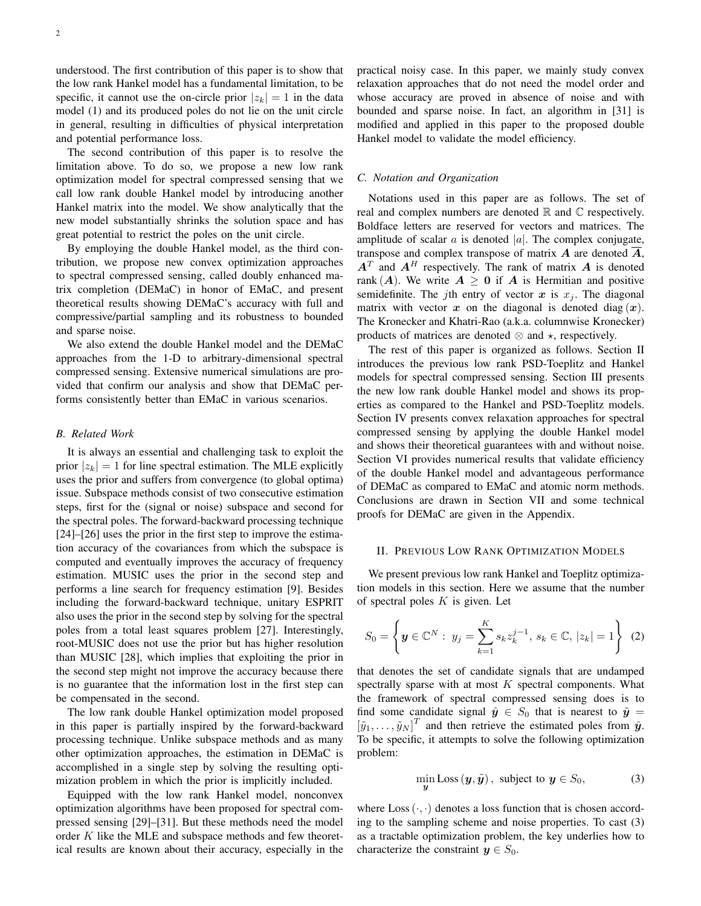understood. The first contribution of this paper is to show that the low rank Hankel model has a fundamental limitation, to be specific, it cannot use the on-circle prior $|z_k| = 1$ in the data model (1) and its produced poles do not lie on the unit circle in general, resulting in difficulties of physical interpretation and potential performance loss.

The second contribution of this paper is to resolve the limitation above. To do so, we propose a new low rank optimization model for spectral compressed sensing that we call low rank double Hankel model by introducing another Hankel matrix into the model. We show analytically that the new model substantially shrinks the solution space and has great potential to restrict the poles on the unit circle.

By employing the double Hankel model, as the third contribution, we propose new convex optimization approaches to spectral compressed sensing, called doubly enhanced matrix completion (DEMaC) in honor of EMaC, and present theoretical results showing DEMaC's accuracy with full and compressive/partial sampling and its robustness to bounded and sparse noise.

We also extend the double Hankel model and the DEMaC approaches from the 1-D to arbitrary-dimensional spectral compressed sensing. Extensive numerical simulations are provided that confirm our analysis and show that DEMaC performs consistently better than EMaC in various scenarios.

### B. Related Work

It is always an essential and challenging task to exploit the prior $|z_k| = 1$ for line spectral estimation. The MLE explicitly uses the prior and suffers from convergence (to global optima) issue. Subspace methods consist of two consecutive estimation steps, first for the (signal or noise) subspace and second for the spectral poles. The forward-backward processing technique [24]–[26] uses the prior in the first step to improve the estimation accuracy of the covariances from which the subspace is computed and eventually improves the accuracy of frequency estimation. MUSIC uses the prior in the second step and performs a line search for frequency estimation [9]. Besides including the forward-backward technique, unitary ESPRIT also uses the prior in the second step by solving for the spectral poles from a total least squares problem [27]. Interestingly, root-MUSIC does not use the prior but has higher resolution than MUSIC [28], which implies that exploiting the prior in the second step might not improve the accuracy because there is no guarantee that the information lost in the first step can be compensated in the second.

The low rank double Hankel optimization model proposed in this paper is partially inspired by the forward-backward processing technique. Unlike subspace methods and as many other optimization approaches, the estimation in DEMaC is accomplished in a single step by solving the resulting optimization problem in which the prior is implicitly included.

Equipped with the low rank Hankel model, nonconvex optimization algorithms have been proposed for spectral compressed sensing [29]–[31]. But these methods need the model order $K$ like the MLE and subspace methods and few theoretical results are known about their accuracy, especially in the practical noisy case. In this paper, we mainly study convex relaxation approaches that do not need the model order and whose accuracy are proved in absence of noise and with bounded and sparse noise. In fact, an algorithm in [31] is modified and applied in this paper to the proposed double Hankel model to validate the model efficiency.

### C. Notation and Organization

Notations used in this paper are as follows. The set of real and complex numbers are denoted $\mathbb{R}$ and $\mathbb{C}$ respectively. Boldface letters are reserved for vectors and matrices. The amplitude of scalar $a$ is denoted $|a|$. The complex conjugate, transpose and complex transpose of matrix $\boldsymbol{A}$ are denoted $\overline{\boldsymbol{A}}$, $\boldsymbol{A}^T$ and $\boldsymbol{A}^H$ respectively. The rank of matrix $\boldsymbol{A}$ is denoted $\operatorname{rank}(\boldsymbol{A})$. We write $\boldsymbol{A} \geq \boldsymbol{0}$ if $\boldsymbol{A}$ is Hermitian and positive semidefinite. The $j$th entry of vector $\boldsymbol{x}$ is $x_j$. The diagonal matrix with vector $\boldsymbol{x}$ on the diagonal is denoted $\operatorname{diag}(\boldsymbol{x})$. The Kronecker and Khatri-Rao (a.k.a. columnwise Kronecker) products of matrices are denoted $\otimes$ and $\star$, respectively.

The rest of this paper is organized as follows. Section II introduces the previous low rank PSD-Toeplitz and Hankel models for spectral compressed sensing. Section III presents the new low rank double Hankel model and shows its properties as compared to the Hankel and PSD-Toeplitz models. Section IV presents convex relaxation approaches for spectral compressed sensing by applying the double Hankel model and shows their theoretical guarantees with and without noise. Section VI provides numerical results that validate efficiency of the double Hankel model and advantageous performance of DEMaC as compared to EMaC and atomic norm methods. Conclusions are drawn in Section VII and some technical proofs for DEMaC are given in the Appendix.

## II. Previous Low Rank Optimization Models

We present previous low rank Hankel and Toeplitz optimization models in this section. Here we assume that the number of spectral poles $K$ is given. Let

$$S_0 = \left\{ \boldsymbol{y} \in \mathbb{C}^N : \; y_j = \sum_{k=1}^{K} s_k z_k^{j-1}, \, s_k \in \mathbb{C}, \, |z_k| = 1 \right\} \quad (2)$$

that denotes the set of candidate signals that are undamped spectrally sparse with at most $K$ spectral components. What the framework of spectral compressed sensing does is to find some candidate signal $\hat{\boldsymbol{y}} \in S_0$ that is nearest to $\tilde{\boldsymbol{y}} = [\tilde{y}_1, \ldots, \tilde{y}_N]^T$ and then retrieve the estimated poles from $\hat{\boldsymbol{y}}$. To be specific, it attempts to solve the following optimization problem:

$$\min_{\boldsymbol{y}} \operatorname{Loss}(\boldsymbol{y}, \tilde{\boldsymbol{y}}), \text{ subject to } \boldsymbol{y} \in S_0, \quad (3)$$

where $\operatorname{Loss}(\cdot, \cdot)$ denotes a loss function that is chosen according to the sampling scheme and noise properties. To cast (3) as a tractable optimization problem, the key underlies how to characterize the constraint $\boldsymbol{y} \in S_0$.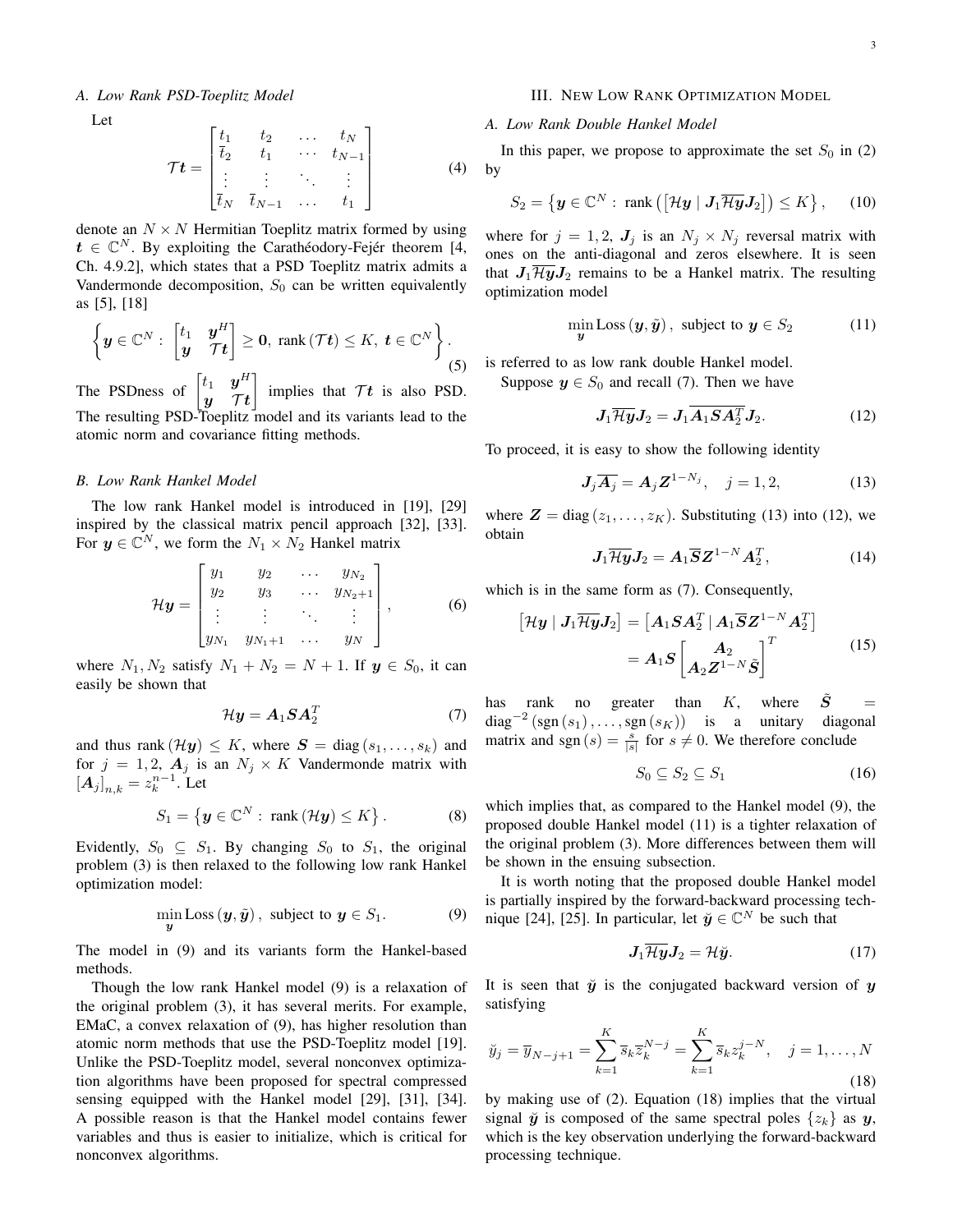### A. Low Rank PSD-Toeplitz Model

Let

$$\mathcal{T}\boldsymbol{t} = \begin{bmatrix} t_1 & t_2 & \ldots & t_N \\ \overline{t}_2 & t_1 & \cdots & t_{N-1} \\ \vdots & \vdots & \ddots & \vdots \\ \overline{t}_N & \overline{t}_{N-1} & \ldots & t_1 \end{bmatrix} \tag{4}$$

denote an $N \times N$ Hermitian Toeplitz matrix formed by using $\boldsymbol{t} \in \mathbb{C}^N$. By exploiting the Carathéodory-Fejér theorem [4, Ch. 4.9.2], which states that a PSD Toeplitz matrix admits a Vandermonde decomposition, $S_0$ can be written equivalently as [5], [18]

$$\left\{ \boldsymbol{y} \in \mathbb{C}^N : \begin{bmatrix} t_1 & \boldsymbol{y}^H \\ \boldsymbol{y} & \mathcal{T}\boldsymbol{t} \end{bmatrix} \geq \boldsymbol{0},\ \operatorname{rank}(\mathcal{T}\boldsymbol{t}) \leq K,\ \boldsymbol{t} \in \mathbb{C}^N \right\}. \tag{5}$$

The PSDness of $\begin{bmatrix} t_1 & \boldsymbol{y}^H \\ \boldsymbol{y} & \mathcal{T}\boldsymbol{t} \end{bmatrix}$ implies that $\mathcal{T}\boldsymbol{t}$ is also PSD. The resulting PSD-Toeplitz model and its variants lead to the atomic norm and covariance fitting methods.

### B. Low Rank Hankel Model

The low rank Hankel model is introduced in [19], [29] inspired by the classical matrix pencil approach [32], [33]. For $\boldsymbol{y} \in \mathbb{C}^N$, we form the $N_1 \times N_2$ Hankel matrix

$$\mathcal{H}\boldsymbol{y} = \begin{bmatrix} y_1 & y_2 & \ldots & y_{N_2} \\ y_2 & y_3 & \ldots & y_{N_2+1} \\ \vdots & \vdots & \ddots & \vdots \\ y_{N_1} & y_{N_1+1} & \ldots & y_N \end{bmatrix}, \tag{6}$$

where $N_1, N_2$ satisfy $N_1 + N_2 = N + 1$. If $\boldsymbol{y} \in S_0$, it can easily be shown that

$$\mathcal{H}\boldsymbol{y} = \boldsymbol{A}_1 \boldsymbol{S} \boldsymbol{A}_2^T \tag{7}$$

and thus $\operatorname{rank}(\mathcal{H}\boldsymbol{y}) \leq K$, where $\boldsymbol{S} = \operatorname{diag}(s_1, \ldots, s_k)$ and for $j = 1, 2$, $\boldsymbol{A}_j$ is an $N_j \times K$ Vandermonde matrix with $[\boldsymbol{A}_j]_{n,k} = z_k^{n-1}$. Let

$$S_1 = \left\{ \boldsymbol{y} \in \mathbb{C}^N : \operatorname{rank}(\mathcal{H}\boldsymbol{y}) \leq K \right\}. \tag{8}$$

Evidently, $S_0 \subseteq S_1$. By changing $S_0$ to $S_1$, the original problem (3) is then relaxed to the following low rank Hankel optimization model:

$$\min_{\boldsymbol{y}} \operatorname{Loss}(\boldsymbol{y}, \tilde{\boldsymbol{y}}), \text{ subject to } \boldsymbol{y} \in S_1. \tag{9}$$

The model in (9) and its variants form the Hankel-based methods.

Though the low rank Hankel model (9) is a relaxation of the original problem (3), it has several merits. For example, EMaC, a convex relaxation of (9), has higher resolution than atomic norm methods that use the PSD-Toeplitz model [19]. Unlike the PSD-Toeplitz model, several nonconvex optimization algorithms have been proposed for spectral compressed sensing equipped with the Hankel model [29], [31], [34]. A possible reason is that the Hankel model contains fewer variables and thus is easier to initialize, which is critical for nonconvex algorithms.

## III. New Low Rank Optimization Model

### A. Low Rank Double Hankel Model

In this paper, we propose to approximate the set $S_0$ in (2) by

$$S_2 = \left\{ \boldsymbol{y} \in \mathbb{C}^N : \operatorname{rank}\left( \left[ \mathcal{H}\boldsymbol{y} \mid \boldsymbol{J}_1 \overline{\mathcal{H}\boldsymbol{y}} \boldsymbol{J}_2 \right] \right) \leq K \right\}, \tag{10}$$

where for $j = 1, 2$, $\boldsymbol{J}_j$ is an $N_j \times N_j$ reversal matrix with ones on the anti-diagonal and zeros elsewhere. It is seen that $\boldsymbol{J}_1 \overline{\mathcal{H}\boldsymbol{y}} \boldsymbol{J}_2$ remains to be a Hankel matrix. The resulting optimization model

$$\min_{\boldsymbol{y}} \operatorname{Loss}(\boldsymbol{y}, \tilde{\boldsymbol{y}}), \text{ subject to } \boldsymbol{y} \in S_2 \tag{11}$$

is referred to as low rank double Hankel model.

Suppose $\boldsymbol{y} \in S_0$ and recall (7). Then we have

$$\boldsymbol{J}_1 \overline{\mathcal{H}\boldsymbol{y}} \boldsymbol{J}_2 = \boldsymbol{J}_1 \overline{\boldsymbol{A}_1 \boldsymbol{S} \boldsymbol{A}_2^T} \boldsymbol{J}_2. \tag{12}$$

To proceed, it is easy to show the following identity

$$\boldsymbol{J}_j \overline{\boldsymbol{A}_j} = \boldsymbol{A}_j \boldsymbol{Z}^{1-N_j}, \quad j = 1, 2, \tag{13}$$

where $\boldsymbol{Z} = \operatorname{diag}(z_1, \ldots, z_K)$. Substituting (13) into (12), we obtain

$$\boldsymbol{J}_1 \overline{\mathcal{H}\boldsymbol{y}} \boldsymbol{J}_2 = \boldsymbol{A}_1 \overline{\boldsymbol{S}} \boldsymbol{Z}^{1-N} \boldsymbol{A}_2^T, \tag{14}$$

which is in the same form as (7). Consequently,

$$\begin{aligned} \left[ \mathcal{H}\boldsymbol{y} \mid \boldsymbol{J}_1 \overline{\mathcal{H}\boldsymbol{y}} \boldsymbol{J}_2 \right] &= \left[ \boldsymbol{A}_1 \boldsymbol{S} \boldsymbol{A}_2^T \mid \boldsymbol{A}_1 \overline{\boldsymbol{S}} \boldsymbol{Z}^{1-N} \boldsymbol{A}_2^T \right] \\ &= \boldsymbol{A}_1 \boldsymbol{S} \begin{bmatrix} \boldsymbol{A}_2 \\ \boldsymbol{A}_2 \boldsymbol{Z}^{1-N} \tilde{\boldsymbol{S}} \end{bmatrix}^T \end{aligned} \tag{15}$$

has rank no greater than $K$, where $\tilde{\boldsymbol{S}} = \operatorname{diag}^{-2}(\operatorname{sgn}(s_1), \ldots, \operatorname{sgn}(s_K))$ is a unitary diagonal matrix and $\operatorname{sgn}(s) = \frac{s}{|s|}$ for $s \neq 0$. We therefore conclude

$$S_0 \subseteq S_2 \subseteq S_1 \tag{16}$$

which implies that, as compared to the Hankel model (9), the proposed double Hankel model (11) is a tighter relaxation of the original problem (3). More differences between them will be shown in the ensuing subsection.

It is worth noting that the proposed double Hankel model is partially inspired by the forward-backward processing technique [24], [25]. In particular, let $\breve{\boldsymbol{y}} \in \mathbb{C}^N$ be such that

$$\boldsymbol{J}_1 \overline{\mathcal{H}\boldsymbol{y}} \boldsymbol{J}_2 = \mathcal{H}\breve{\boldsymbol{y}}. \tag{17}$$

It is seen that $\breve{\boldsymbol{y}}$ is the conjugated backward version of $\boldsymbol{y}$ satisfying

$$\breve{y}_j = \overline{y}_{N-j+1} = \sum_{k=1}^{K} \overline{s}_k \overline{z}_k^{N-j} = \sum_{k=1}^{K} \overline{s}_k z_k^{j-N}, \quad j = 1, \ldots, N \tag{18}$$

by making use of (2). Equation (18) implies that the virtual signal $\breve{\boldsymbol{y}}$ is composed of the same spectral poles $\{z_k\}$ as $\boldsymbol{y}$, which is the key observation underlying the forward-backward processing technique.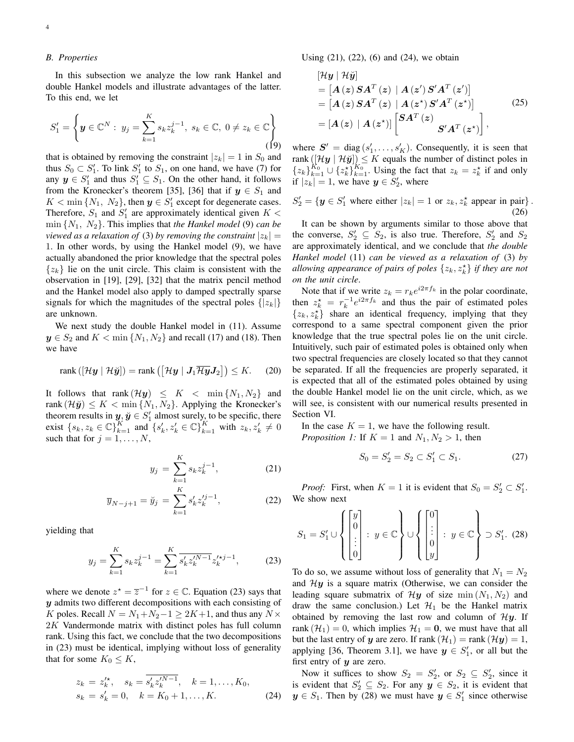### B. Properties

In this subsection we analyze the low rank Hankel and double Hankel models and illustrate advantages of the latter. To this end, we let

$$S_1' = \left\{ \boldsymbol{y} \in \mathbb{C}^N : \ y_j = \sum_{k=1}^{K} s_k z_k^{j-1}, \ s_k \in \mathbb{C}, \ 0 \neq z_k \in \mathbb{C} \right\} \tag{19}$$

that is obtained by removing the constraint $|z_k| = 1$ in $S_0$ and thus $S_0 \subset S_1'$. To link $S_1'$ to $S_1$, on one hand, we have (7) for any $\boldsymbol{y} \in S_1'$ and thus $S_1' \subseteq S_1$. On the other hand, it follows from the Kronecker's theorem [35], [36] that if $\boldsymbol{y} \in S_1$ and $K < \min\{N_1, N_2\}$, then $\boldsymbol{y} \in S_1'$ except for degenerate cases. Therefore, $S_1$ and $S_1'$ are approximately identical given $K < \min\{N_1, N_2\}$. This implies that *the Hankel model* (9) *can be viewed as a relaxation of* (3) *by removing the constraint* $|z_k| = 1$. In other words, by using the Hankel model (9), we have actually abandoned the prior knowledge that the spectral poles $\{z_k\}$ lie on the unit circle. This claim is consistent with the observation in [19], [29], [32] that the matrix pencil method and the Hankel model also apply to damped spectrally sparse signals for which the magnitudes of the spectral poles $\{|z_k|\}$ are unknown.

We next study the double Hankel model in (11). Assume $\boldsymbol{y} \in S_2$ and $K < \min\{N_1, N_2\}$ and recall (17) and (18). Then we have

$$\operatorname{rank}\left([\mathcal{H}\boldsymbol{y} \mid \mathcal{H}\breve{\boldsymbol{y}}]\right) = \operatorname{rank}\left(\left[\mathcal{H}\boldsymbol{y} \mid \boldsymbol{J}_1 \overline{\mathcal{H}\boldsymbol{y}} \boldsymbol{J}_2\right]\right) \leq K. \tag{20}$$

It follows that $\operatorname{rank}(\mathcal{H}\boldsymbol{y}) \leq K < \min\{N_1, N_2\}$ and $\operatorname{rank}(\mathcal{H}\breve{\boldsymbol{y}}) \leq K < \min\{N_1, N_2\}$. Applying the Kronecker's theorem results in $\boldsymbol{y}, \breve{\boldsymbol{y}} \in S_1'$ almost surely, to be specific, there exist $\{s_k, z_k \in \mathbb{C}\}_{k=1}^K$ and $\{s_k', z_k' \in \mathbb{C}\}_{k=1}^K$ with $z_k, z_k' \neq 0$ such that for $j = 1, \ldots, N$,

$$y_j = \sum_{k=1}^{K} s_k z_k^{j-1}, \tag{21}$$

$$\overline{y}_{N-j+1} = \breve{y}_j = \sum_{k=1}^{K} s_k' z_k'^{j-1}, \tag{22}$$

yielding that

$$y_j = \sum_{k=1}^{K} s_k z_k^{j-1} = \sum_{k=1}^{K} \overline{s_k' z_k'^{N-1}} z_k'^{\star j-1}, \tag{23}$$

where we denote $z^\star = \overline{z}^{-1}$ for $z \in \mathbb{C}$. Equation (23) says that $\boldsymbol{y}$ admits two different decompositions with each consisting of $K$ poles. Recall $N = N_1 + N_2 - 1 \geq 2K+1$, and thus any $N \times 2K$ Vandermonde matrix with distinct poles has full column rank. Using this fact, we conclude that the two decompositions in (23) must be identical, implying without loss of generality that for some $K_0 \leq K$,

$$\begin{aligned} z_k &= z_k'^\star, \quad s_k = \overline{s_k' z_k'^{N-1}}, \quad k = 1, \ldots, K_0, \\ s_k &= s_k' = 0, \quad k = K_0 + 1, \ldots, K. \end{aligned} \tag{24}$$

Using (21), (22), (6) and (24), we obtain

$$\begin{aligned} &[\mathcal{H}\boldsymbol{y} \mid \mathcal{H}\breve{\boldsymbol{y}}] \\ &= \left[\boldsymbol{A}(\boldsymbol{z}) \boldsymbol{S} \boldsymbol{A}^T(\boldsymbol{z}) \mid \boldsymbol{A}(\boldsymbol{z}') \boldsymbol{S}' \boldsymbol{A}^T(\boldsymbol{z}')\right] \\ &= \left[\boldsymbol{A}(\boldsymbol{z}) \boldsymbol{S} \boldsymbol{A}^T(\boldsymbol{z}) \mid \boldsymbol{A}(\boldsymbol{z}^\star) \boldsymbol{S}' \boldsymbol{A}^T(\boldsymbol{z}^\star)\right] \\ &= \left[\boldsymbol{A}(\boldsymbol{z}) \mid \boldsymbol{A}(\boldsymbol{z}^\star)\right] \begin{bmatrix} \boldsymbol{S}\boldsymbol{A}^T(\boldsymbol{z}) & \\ & \boldsymbol{S}'\boldsymbol{A}^T(\boldsymbol{z}^\star) \end{bmatrix}, \end{aligned} \tag{25}$$

where $\boldsymbol{S}' = \operatorname{diag}(s_1', \ldots, s_K')$. Consequently, it is seen that $\operatorname{rank}([\mathcal{H}\boldsymbol{y} \mid \mathcal{H}\breve{\boldsymbol{y}}]) \leq K$ equals the number of distinct poles in $\{z_k\}_{k=1}^{K_0} \cup \{z_k^\star\}_{k=1}^{K_0}$. Using the fact that $z_k = z_k^\star$ if and only if $|z_k| = 1$, we have $\boldsymbol{y} \in S_2'$, where

$$S_2' = \{\boldsymbol{y} \in S_1' \text{ where either } |z_k| = 1 \text{ or } z_k, z_k^\star \text{ appear in pair}\}. \tag{26}$$

It can be shown by arguments similar to those above that the converse, $S_2' \subseteq S_2$, is also true. Therefore, $S_2'$ and $S_2$ are approximately identical, and we conclude that *the double Hankel model* (11) *can be viewed as a relaxation of* (3) *by allowing appearance of pairs of poles* $\{z_k, z_k^\star\}$ *if they are not on the unit circle*.

Note that if we write $z_k = r_k e^{i2\pi f_k}$ in the polar coordinate, then $z_k^\star = r_k^{-1} e^{i2\pi f_k}$ and thus the pair of estimated poles $\{z_k, z_k^\star\}$ share an identical frequency, implying that they correspond to a same spectral component given the prior knowledge that the true spectral poles lie on the unit circle. Intuitively, such pair of estimated poles is obtained only when two spectral frequencies are closely located so that they cannot be separated. If all the frequencies are properly separated, it is expected that all of the estimated poles obtained by using the double Hankel model lie on the unit circle, which, as we will see, is consistent with our numerical results presented in Section VI.

In the case $K = 1$, we have the following result.

*Proposition 1:* If $K = 1$ and $N_1, N_2 > 1$, then

$$S_0 = S_2' = S_2 \subset S_1' \subset S_1. \tag{27}$$

*Proof:* First, when $K = 1$ it is evident that $S_0 = S_2' \subset S_1'$. We show next

$$S_1 = S_1' \cup \left\{ \begin{bmatrix} y \\ 0 \\ \vdots \\ 0 \end{bmatrix} : \ y \in \mathbb{C} \right\} \cup \left\{ \begin{bmatrix} 0 \\ \vdots \\ 0 \\ y \end{bmatrix} : \ y \in \mathbb{C} \right\} \supset S_1'. \tag{28}$$

To do so, we assume without loss of generality that $N_1 = N_2$ and $\mathcal{H}\boldsymbol{y}$ is a square matrix (Otherwise, we can consider the leading square submatrix of $\mathcal{H}\boldsymbol{y}$ of size $\min(N_1, N_2)$ and draw the same conclusion.) Let $\mathcal{H}_1$ be the Hankel matrix obtained by removing the last row and column of $\mathcal{H}\boldsymbol{y}$. If $\operatorname{rank}(\mathcal{H}_1) = 0$, which implies $\mathcal{H}_1 = \boldsymbol{0}$, we must have that all but the last entry of $\boldsymbol{y}$ are zero. If $\operatorname{rank}(\mathcal{H}_1) = \operatorname{rank}(\mathcal{H}\boldsymbol{y}) = 1$, applying [36, Theorem 3.1], we have $\boldsymbol{y} \in S_1'$, or all but the first entry of $\boldsymbol{y}$ are zero.

Now it suffices to show $S_2 = S_2'$, or $S_2 \subseteq S_2'$, since it is evident that $S_2' \subseteq S_2$. For any $\boldsymbol{y} \in S_2$, it is evident that $\boldsymbol{y} \in S_1$. Then by (28) we must have $\boldsymbol{y} \in S_1'$ since otherwise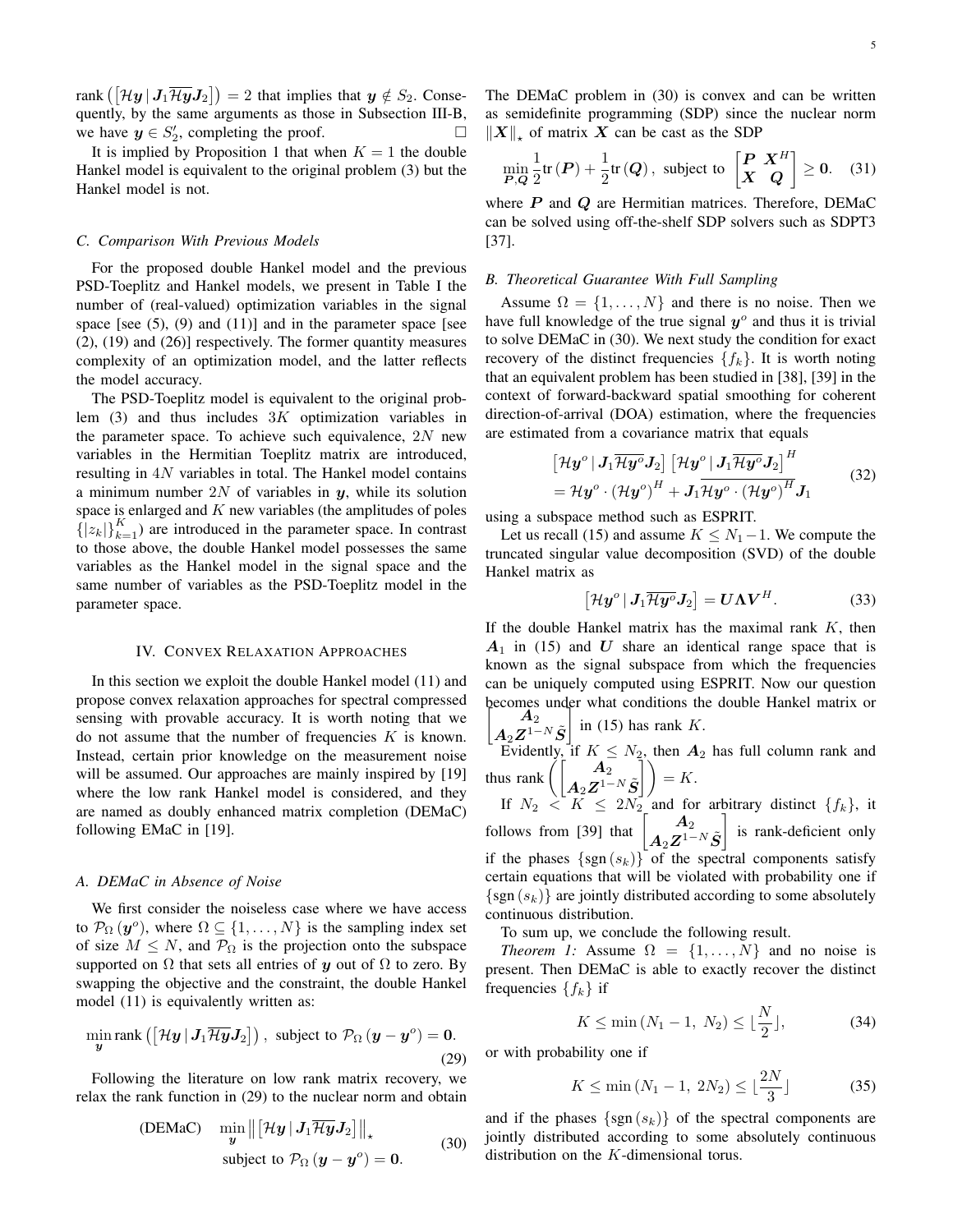$\operatorname{rank}\left(\left[\mathcal{H}\boldsymbol{y}\,|\,\boldsymbol{J}_1\overline{\mathcal{H}\boldsymbol{y}}\boldsymbol{J}_2\right]\right) = 2$ that implies that $\boldsymbol{y} \notin S_2$. Consequently, by the same arguments as those in Subsection III-B, we have $\boldsymbol{y} \in S_2'$, completing the proof. $\square$

It is implied by Proposition 1 that when $K = 1$ the double Hankel model is equivalent to the original problem (3) but the Hankel model is not.

### C. Comparison With Previous Models

For the proposed double Hankel model and the previous PSD-Toeplitz and Hankel models, we present in Table I the number of (real-valued) optimization variables in the signal space [see (5), (9) and (11)] and in the parameter space [see (2), (19) and (26)] respectively. The former quantity measures complexity of an optimization model, and the latter reflects the model accuracy.

The PSD-Toeplitz model is equivalent to the original problem (3) and thus includes $3K$ optimization variables in the parameter space. To achieve such equivalence, $2N$ new variables in the Hermitian Toeplitz matrix are introduced, resulting in $4N$ variables in total. The Hankel model contains a minimum number $2N$ of variables in $\boldsymbol{y}$, while its solution space is enlarged and $K$ new variables (the amplitudes of poles $\{|z_k|\}_{k=1}^K$) are introduced in the parameter space. In contrast to those above, the double Hankel model possesses the same variables as the Hankel model in the signal space and the same number of variables as the PSD-Toeplitz model in the parameter space.

## IV. Convex Relaxation Approaches

In this section we exploit the double Hankel model (11) and propose convex relaxation approaches for spectral compressed sensing with provable accuracy. It is worth noting that we do not assume that the number of frequencies $K$ is known. Instead, certain prior knowledge on the measurement noise will be assumed. Our approaches are mainly inspired by [19] where the low rank Hankel model is considered, and they are named as doubly enhanced matrix completion (DEMaC) following EMaC in [19].

### A. DEMaC in Absence of Noise

We first consider the noiseless case where we have access to $\mathcal{P}_\Omega(\boldsymbol{y}^o)$, where $\Omega \subseteq \{1, \dots, N\}$ is the sampling index set of size $M \leq N$, and $\mathcal{P}_\Omega$ is the projection onto the subspace supported on $\Omega$ that sets all entries of $\boldsymbol{y}$ out of $\Omega$ to zero. By swapping the objective and the constraint, the double Hankel model (11) is equivalently written as:

$$\min_{\boldsymbol{y}} \operatorname{rank}\left(\left[\mathcal{H}\boldsymbol{y}\,|\,\boldsymbol{J}_1\overline{\mathcal{H}\boldsymbol{y}}\boldsymbol{J}_2\right]\right), \text{ subject to } \mathcal{P}_\Omega(\boldsymbol{y} - \boldsymbol{y}^o) = \boldsymbol{0}. \tag{29}$$

Following the literature on low rank matrix recovery, we relax the rank function in (29) to the nuclear norm and obtain

$$\text{(DEMaC)} \quad \min_{\boldsymbol{y}} \left\|\left[\mathcal{H}\boldsymbol{y}\,|\,\boldsymbol{J}_1\overline{\mathcal{H}\boldsymbol{y}}\boldsymbol{J}_2\right]\right\|_\star \quad \text{subject to } \mathcal{P}_\Omega(\boldsymbol{y} - \boldsymbol{y}^o) = \boldsymbol{0}. \tag{30}$$

The DEMaC problem in (30) is convex and can be written as semidefinite programming (SDP) since the nuclear norm $\|\boldsymbol{X}\|_\star$ of matrix $\boldsymbol{X}$ can be cast as the SDP

$$\min_{\boldsymbol{P},\boldsymbol{Q}} \frac{1}{2}\operatorname{tr}(\boldsymbol{P}) + \frac{1}{2}\operatorname{tr}(\boldsymbol{Q}), \text{ subject to } \begin{bmatrix} \boldsymbol{P} & \boldsymbol{X}^H \\ \boldsymbol{X} & \boldsymbol{Q} \end{bmatrix} \geq \boldsymbol{0}. \tag{31}$$

where $\boldsymbol{P}$ and $\boldsymbol{Q}$ are Hermitian matrices. Therefore, DEMaC can be solved using off-the-shelf SDP solvers such as SDPT3 [37].

### B. Theoretical Guarantee With Full Sampling

Assume $\Omega = \{1, \dots, N\}$ and there is no noise. Then we have full knowledge of the true signal $\boldsymbol{y}^o$ and thus it is trivial to solve DEMaC in (30). We next study the condition for exact recovery of the distinct frequencies $\{f_k\}$. It is worth noting that an equivalent problem has been studied in [38], [39] in the context of forward-backward spatial smoothing for coherent direction-of-arrival (DOA) estimation, where the frequencies are estimated from a covariance matrix that equals

$$\begin{aligned} &\left[\mathcal{H}\boldsymbol{y}^o\,|\,\boldsymbol{J}_1\overline{\mathcal{H}\boldsymbol{y}^o}\boldsymbol{J}_2\right]\left[\mathcal{H}\boldsymbol{y}^o\,|\,\boldsymbol{J}_1\overline{\mathcal{H}\boldsymbol{y}^o}\boldsymbol{J}_2\right]^H \\ &= \mathcal{H}\boldsymbol{y}^o \cdot (\mathcal{H}\boldsymbol{y}^o)^H + \boldsymbol{J}_1\overline{\mathcal{H}\boldsymbol{y}^o \cdot (\mathcal{H}\boldsymbol{y}^o)^H}\boldsymbol{J}_1 \end{aligned} \tag{32}$$

using a subspace method such as ESPRIT.

Let us recall (15) and assume $K \leq N_1 - 1$. We compute the truncated singular value decomposition (SVD) of the double Hankel matrix as

$$\left[\mathcal{H}\boldsymbol{y}^o\,|\,\boldsymbol{J}_1\overline{\mathcal{H}\boldsymbol{y}^o}\boldsymbol{J}_2\right] = \boldsymbol{U}\boldsymbol{\Lambda}\boldsymbol{V}^H. \tag{33}$$

If the double Hankel matrix has the maximal rank $K$, then $\boldsymbol{A}_1$ in (15) and $\boldsymbol{U}$ share an identical range space that is known as the signal subspace from which the frequencies can be uniquely computed using ESPRIT. Now our question becomes under what conditions the double Hankel matrix or $\begin{bmatrix} \boldsymbol{A}_2 \\ \boldsymbol{A}_2\boldsymbol{Z}^{1-N}\tilde{\boldsymbol{S}} \end{bmatrix}$ in (15) has rank $K$.

Evidently, if $K \leq N_2$, then $\boldsymbol{A}_2$ has full column rank and thus $\operatorname{rank}\left(\begin{bmatrix} \boldsymbol{A}_2 \\ \boldsymbol{A}_2\boldsymbol{Z}^{1-N}\tilde{\boldsymbol{S}} \end{bmatrix}\right) = K$.

If $N_2 < K \leq 2N_2$ and for arbitrary distinct $\{f_k\}$, it follows from [39] that $\begin{bmatrix} \boldsymbol{A}_2 \\ \boldsymbol{A}_2\boldsymbol{Z}^{1-N}\tilde{\boldsymbol{S}} \end{bmatrix}$ is rank-deficient only if the phases $\{\operatorname{sgn}(s_k)\}$ of the spectral components satisfy certain equations that will be violated with probability one if $\{\operatorname{sgn}(s_k)\}$ are jointly distributed according to some absolutely continuous distribution.

To sum up, we conclude the following result.

*Theorem 1:* Assume $\Omega = \{1, \dots, N\}$ and no noise is present. Then DEMaC is able to exactly recover the distinct frequencies $\{f_k\}$ if

$$K \leq \min(N_1 - 1,\ N_2) \leq \lfloor \frac{N}{2} \rfloor, \tag{34}$$

or with probability one if

$$K \leq \min(N_1 - 1,\ 2N_2) \leq \lfloor \frac{2N}{3} \rfloor \tag{35}$$

and if the phases $\{\operatorname{sgn}(s_k)\}$ of the spectral components are jointly distributed according to some absolutely continuous distribution on the $K$-dimensional torus.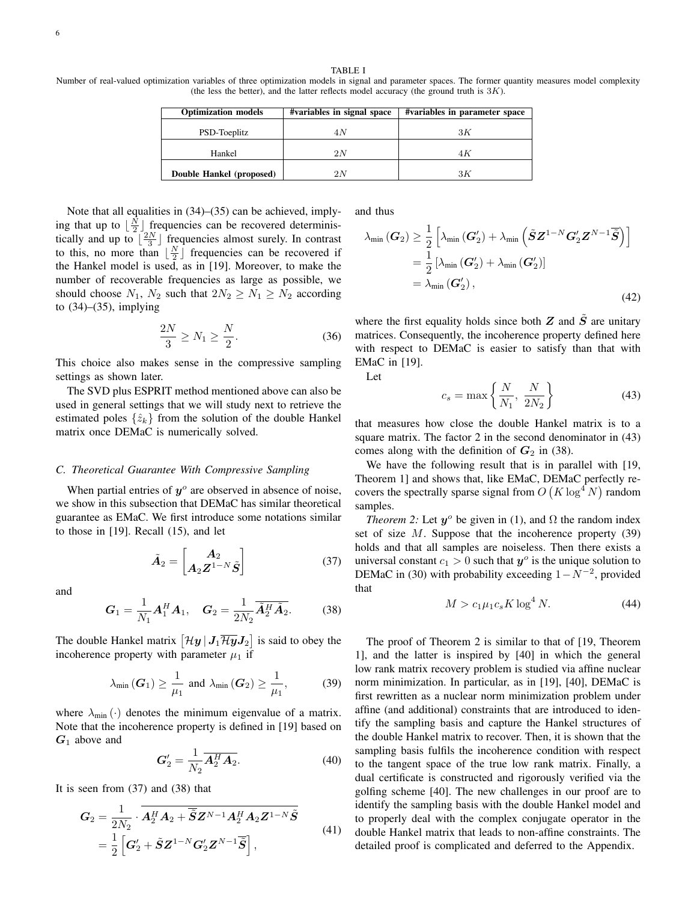TABLE I
Number of real-valued optimization variables of three optimization models in signal and parameter spaces. The former quantity measures model complexity (the less the better), and the latter reflects model accuracy (the ground truth is $3K$).

| Optimization models | #variables in signal space | #variables in parameter space |
|---|---|---|
| PSD-Toeplitz | $4N$ | $3K$ |
| Hankel | $2N$ | $4K$ |
| **Double Hankel (proposed)** | $2N$ | $3K$ |

Note that all equalities in (34)–(35) can be achieved, implying that up to $\lfloor \frac{N}{2} \rfloor$ frequencies can be recovered deterministically and up to $\lfloor \frac{2N}{3} \rfloor$ frequencies almost surely. In contrast to this, no more than $\lfloor \frac{N}{2} \rfloor$ frequencies can be recovered if the Hankel model is used, as in [19]. Moreover, to make the number of recoverable frequencies as large as possible, we should choose $N_1$, $N_2$ such that $2N_2 \geq N_1 \geq N_2$ according to (34)–(35), implying

$$\frac{2N}{3} \geq N_1 \geq \frac{N}{2}. \tag{36}$$

This choice also makes sense in the compressive sampling settings as shown later.

The SVD plus ESPRIT method mentioned above can also be used in general settings that we will study next to retrieve the estimated poles $\{\hat{z}_k\}$ from the solution of the double Hankel matrix once DEMaC is numerically solved.

### C. Theoretical Guarantee With Compressive Sampling

When partial entries of $\boldsymbol{y}^o$ are observed in absence of noise, we show in this subsection that DEMaC has similar theoretical guarantee as EMaC. We first introduce some notations similar to those in [19]. Recall (15), and let

$$\tilde{\boldsymbol{A}}_2 = \begin{bmatrix} \boldsymbol{A}_2 \\ \boldsymbol{A}_2 \boldsymbol{Z}^{1-N} \tilde{\boldsymbol{S}} \end{bmatrix} \tag{37}$$

and

$$\boldsymbol{G}_1 = \frac{1}{N_1} \boldsymbol{A}_1^H \boldsymbol{A}_1, \quad \boldsymbol{G}_2 = \frac{1}{2N_2} \overline{\tilde{\boldsymbol{A}}_2^H \tilde{\boldsymbol{A}}_2}. \tag{38}$$

The double Hankel matrix $\left[ \mathcal{H}\boldsymbol{y} \,|\, \boldsymbol{J}_1 \overline{\mathcal{H}\boldsymbol{y}} \boldsymbol{J}_2 \right]$ is said to obey the incoherence property with parameter $\mu_1$ if

$$\lambda_{\min}(\boldsymbol{G}_1) \geq \frac{1}{\mu_1} \text{ and } \lambda_{\min}(\boldsymbol{G}_2) \geq \frac{1}{\mu_1}, \tag{39}$$

where $\lambda_{\min}(\cdot)$ denotes the minimum eigenvalue of a matrix. Note that the incoherence property is defined in [19] based on $\boldsymbol{G}_1$ above and

$$\boldsymbol{G}_2' = \frac{1}{N_2} \overline{\boldsymbol{A}_2^H \boldsymbol{A}_2}. \tag{40}$$

It is seen from (37) and (38) that

$$\begin{aligned} \boldsymbol{G}_2 &= \frac{1}{2N_2} \cdot \overline{\boldsymbol{A}_2^H \boldsymbol{A}_2 + \overline{\tilde{\boldsymbol{S}}} \boldsymbol{Z}^{N-1} \boldsymbol{A}_2^H \boldsymbol{A}_2 \boldsymbol{Z}^{1-N} \tilde{\boldsymbol{S}}} \\ &= \frac{1}{2} \left[ \boldsymbol{G}_2' + \tilde{\boldsymbol{S}} \boldsymbol{Z}^{1-N} \boldsymbol{G}_2' \boldsymbol{Z}^{N-1} \overline{\tilde{\boldsymbol{S}}} \right], \end{aligned} \tag{41}$$

and thus

$$\begin{aligned} \lambda_{\min}(\boldsymbol{G}_2) &\geq \frac{1}{2} \left[ \lambda_{\min}(\boldsymbol{G}_2') + \lambda_{\min}\left( \tilde{\boldsymbol{S}} \boldsymbol{Z}^{1-N} \boldsymbol{G}_2' \boldsymbol{Z}^{N-1} \overline{\tilde{\boldsymbol{S}}} \right) \right] \\ &= \frac{1}{2} \left[ \lambda_{\min}(\boldsymbol{G}_2') + \lambda_{\min}(\boldsymbol{G}_2') \right] \\ &= \lambda_{\min}(\boldsymbol{G}_2'), \end{aligned} \tag{42}$$

where the first equality holds since both $\boldsymbol{Z}$ and $\tilde{\boldsymbol{S}}$ are unitary matrices. Consequently, the incoherence property defined here with respect to DEMaC is easier to satisfy than that with EMaC in [19].

Let

$$c_s = \max\left\{ \frac{N}{N_1}, \frac{N}{2N_2} \right\} \tag{43}$$

that measures how close the double Hankel matrix is to a square matrix. The factor 2 in the second denominator in (43) comes along with the definition of $\boldsymbol{G}_2$ in (38).

We have the following result that is in parallel with [19, Theorem 1] and shows that, like EMaC, DEMaC perfectly recovers the spectrally sparse signal from $O\left(K \log^4 N\right)$ random samples.

*Theorem 2:* Let $\boldsymbol{y}^o$ be given in (1), and $\Omega$ the random index set of size $M$. Suppose that the incoherence property (39) holds and that all samples are noiseless. Then there exists a universal constant $c_1 > 0$ such that $\boldsymbol{y}^o$ is the unique solution to DEMaC in (30) with probability exceeding $1 - N^{-2}$, provided that

$$M > c_1 \mu_1 c_s K \log^4 N. \tag{44}$$

The proof of Theorem 2 is similar to that of [19, Theorem 1], and the latter is inspired by [40] in which the general low rank matrix recovery problem is studied via affine nuclear norm minimization. In particular, as in [19], [40], DEMaC is first rewritten as a nuclear norm minimization problem under affine (and additional) constraints that are introduced to identify the sampling basis and capture the Hankel structures of the double Hankel matrix to recover. Then, it is shown that the sampling basis fulfils the incoherence condition with respect to the tangent space of the true low rank matrix. Finally, a dual certificate is constructed and rigorously verified via the golfing scheme [40]. The new challenges in our proof are to identify the sampling basis with the double Hankel model and to properly deal with the complex conjugate operator in the double Hankel matrix that leads to non-affine constraints. The detailed proof is complicated and deferred to the Appendix.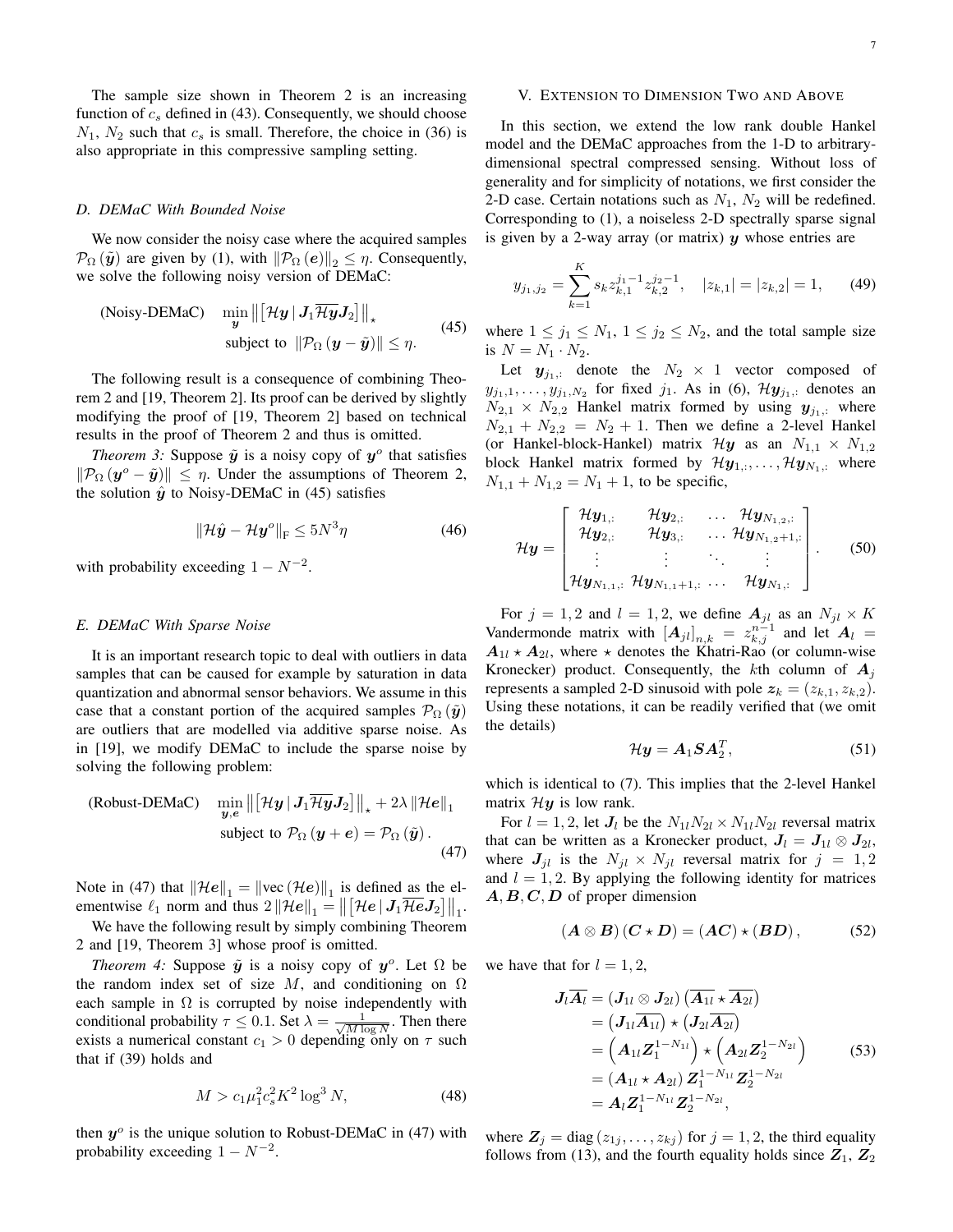The sample size shown in Theorem 2 is an increasing function of $c_s$ defined in (43). Consequently, we should choose $N_1$, $N_2$ such that $c_s$ is small. Therefore, the choice in (36) is also appropriate in this compressive sampling setting.

### D. DEMaC With Bounded Noise

We now consider the noisy case where the acquired samples $\mathcal{P}_\Omega(\tilde{\boldsymbol{y}})$ are given by (1), with $\|\mathcal{P}_\Omega(\boldsymbol{e})\|_2 \leq \eta$. Consequently, we solve the following noisy version of DEMaC:

$$
\text{(Noisy-DEMaC)} \quad \min_{\boldsymbol{y}} \left\| \left[ \mathcal{H}\boldsymbol{y} \,|\, \boldsymbol{J}_1 \overline{\mathcal{H}\boldsymbol{y}} \boldsymbol{J}_2 \right] \right\|_\star \quad \text{subject to } \|\mathcal{P}_\Omega(\boldsymbol{y} - \tilde{\boldsymbol{y}})\| \leq \eta. \tag{45}
$$

The following result is a consequence of combining Theorem 2 and [19, Theorem 2]. Its proof can be derived by slightly modifying the proof of [19, Theorem 2] based on technical results in the proof of Theorem 2 and thus is omitted.

*Theorem 3:* Suppose $\tilde{\boldsymbol{y}}$ is a noisy copy of $\boldsymbol{y}^o$ that satisfies $\|\mathcal{P}_\Omega(\boldsymbol{y}^o - \tilde{\boldsymbol{y}})\| \leq \eta$. Under the assumptions of Theorem 2, the solution $\hat{\boldsymbol{y}}$ to Noisy-DEMaC in (45) satisfies

$$
\|\mathcal{H}\hat{\boldsymbol{y}} - \mathcal{H}\boldsymbol{y}^o\|_{\text{F}} \leq 5N^3\eta \tag{46}
$$

with probability exceeding $1 - N^{-2}$.

### E. DEMaC With Sparse Noise

It is an important research topic to deal with outliers in data samples that can be caused for example by saturation in data quantization and abnormal sensor behaviors. We assume in this case that a constant portion of the acquired samples $\mathcal{P}_\Omega(\tilde{\boldsymbol{y}})$ are outliers that are modelled via additive sparse noise. As in [19], we modify DEMaC to include the sparse noise by solving the following problem:

$$
\text{(Robust-DEMaC)} \quad \min_{\boldsymbol{y},\boldsymbol{e}} \left\| \left[ \mathcal{H}\boldsymbol{y} \,|\, \boldsymbol{J}_1 \overline{\mathcal{H}\boldsymbol{y}} \boldsymbol{J}_2 \right] \right\|_\star + 2\lambda \|\mathcal{H}\boldsymbol{e}\|_1 \quad \text{subject to } \mathcal{P}_\Omega(\boldsymbol{y} + \boldsymbol{e}) = \mathcal{P}_\Omega(\tilde{\boldsymbol{y}}). \tag{47}
$$

Note in (47) that $\|\mathcal{H}\boldsymbol{e}\|_1 = \|\text{vec}(\mathcal{H}\boldsymbol{e})\|_1$ is defined as the elementwise $\ell_1$ norm and thus $2\|\mathcal{H}\boldsymbol{e}\|_1 = \left\| \left[ \mathcal{H}\boldsymbol{e} \,|\, \boldsymbol{J}_1 \overline{\mathcal{H}\boldsymbol{e}} \boldsymbol{J}_2 \right] \right\|_1$.

We have the following result by simply combining Theorem 2 and [19, Theorem 3] whose proof is omitted.

*Theorem 4:* Suppose $\tilde{\boldsymbol{y}}$ is a noisy copy of $\boldsymbol{y}^o$. Let $\Omega$ be the random index set of size $M$, and conditioning on $\Omega$ each sample in $\Omega$ is corrupted by noise independently with conditional probability $\tau \leq 0.1$. Set $\lambda = \frac{1}{\sqrt{M \log N}}$. Then there exists a numerical constant $c_1 > 0$ depending only on $\tau$ such that if (39) holds and

$$
M > c_1 \mu_1^2 c_s^2 K^2 \log^3 N, \tag{48}
$$

then $\boldsymbol{y}^o$ is the unique solution to Robust-DEMaC in (47) with probability exceeding $1 - N^{-2}$.

## V. Extension to Dimension Two and Above

In this section, we extend the low rank double Hankel model and the DEMaC approaches from the 1-D to arbitrary-dimensional spectral compressed sensing. Without loss of generality and for simplicity of notations, we first consider the 2-D case. Certain notations such as $N_1$, $N_2$ will be redefined. Corresponding to (1), a noiseless 2-D spectrally sparse signal is given by a 2-way array (or matrix) $\boldsymbol{y}$ whose entries are

$$
y_{j_1,j_2} = \sum_{k=1}^{K} s_k z_{k,1}^{j_1-1} z_{k,2}^{j_2-1}, \quad |z_{k,1}| = |z_{k,2}| = 1, \tag{49}
$$

where $1 \leq j_1 \leq N_1$, $1 \leq j_2 \leq N_2$, and the total sample size is $N = N_1 \cdot N_2$.

Let $\boldsymbol{y}_{j_1,:}$ denote the $N_2 \times 1$ vector composed of $y_{j_1,1}, \ldots, y_{j_1,N_2}$ for fixed $j_1$. As in (6), $\mathcal{H}\boldsymbol{y}_{j_1,:}$ denotes an $N_{2,1} \times N_{2,2}$ Hankel matrix formed by using $\boldsymbol{y}_{j_1,:}$ where $N_{2,1} + N_{2,2} = N_2 + 1$. Then we define a 2-level Hankel (or Hankel-block-Hankel) matrix $\mathcal{H}\boldsymbol{y}$ as an $N_{1,1} \times N_{1,2}$ block Hankel matrix formed by $\mathcal{H}\boldsymbol{y}_{1,:}, \ldots, \mathcal{H}\boldsymbol{y}_{N_1,:}$ where $N_{1,1} + N_{1,2} = N_1 + 1$, to be specific,

$$
\mathcal{H}\boldsymbol{y} = \begin{bmatrix} \mathcal{H}\boldsymbol{y}_{1,:} & \mathcal{H}\boldsymbol{y}_{2,:} & \ldots & \mathcal{H}\boldsymbol{y}_{N_{1,2},:} \\ \mathcal{H}\boldsymbol{y}_{2,:} & \mathcal{H}\boldsymbol{y}_{3,:} & \ldots & \mathcal{H}\boldsymbol{y}_{N_{1,2}+1,:} \\ \vdots & \vdots & \ddots & \vdots \\ \mathcal{H}\boldsymbol{y}_{N_{1,1},:} & \mathcal{H}\boldsymbol{y}_{N_{1,1}+1,:} & \ldots & \mathcal{H}\boldsymbol{y}_{N_1,:} \end{bmatrix}. \tag{50}
$$

For $j = 1, 2$ and $l = 1, 2$, we define $\boldsymbol{A}_{jl}$ as an $N_{jl} \times K$ Vandermonde matrix with $[\boldsymbol{A}_{jl}]_{n,k} = z_{k,j}^{n-1}$ and let $\boldsymbol{A}_l = \boldsymbol{A}_{1l} \star \boldsymbol{A}_{2l}$, where $\star$ denotes the Khatri-Rao (or column-wise Kronecker) product. Consequently, the $k$th column of $\boldsymbol{A}_j$ represents a sampled 2-D sinusoid with pole $\boldsymbol{z}_k = (z_{k,1}, z_{k,2})$. Using these notations, it can be readily verified that (we omit the details)

$$
\mathcal{H}\boldsymbol{y} = \boldsymbol{A}_1 \boldsymbol{S} \boldsymbol{A}_2^T, \tag{51}
$$

which is identical to (7). This implies that the 2-level Hankel matrix $\mathcal{H}\boldsymbol{y}$ is low rank.

For $l = 1, 2$, let $\boldsymbol{J}_l$ be the $N_{1l}N_{2l} \times N_{1l}N_{2l}$ reversal matrix that can be written as a Kronecker product, $\boldsymbol{J}_l = \boldsymbol{J}_{1l} \otimes \boldsymbol{J}_{2l}$, where $\boldsymbol{J}_{jl}$ is the $N_{jl} \times N_{jl}$ reversal matrix for $j = 1, 2$ and $l = 1, 2$. By applying the following identity for matrices $\boldsymbol{A}, \boldsymbol{B}, \boldsymbol{C}, \boldsymbol{D}$ of proper dimension

$$
(\boldsymbol{A} \otimes \boldsymbol{B})(\boldsymbol{C} \star \boldsymbol{D}) = (\boldsymbol{A}\boldsymbol{C}) \star (\boldsymbol{B}\boldsymbol{D}), \tag{52}
$$

we have that for $l = 1, 2$,

$$
\begin{aligned}
\boldsymbol{J}_l \overline{\boldsymbol{A}_l} &= (\boldsymbol{J}_{1l} \otimes \boldsymbol{J}_{2l}) \left( \overline{\boldsymbol{A}_{1l}} \star \overline{\boldsymbol{A}_{2l}} \right) \\
&= \left( \boldsymbol{J}_{1l} \overline{\boldsymbol{A}_{1l}} \right) \star \left( \boldsymbol{J}_{2l} \overline{\boldsymbol{A}_{2l}} \right) \\
&= \left( \boldsymbol{A}_{1l} \boldsymbol{Z}_1^{1-N_{1l}} \right) \star \left( \boldsymbol{A}_{2l} \boldsymbol{Z}_2^{1-N_{2l}} \right) \\
&= (\boldsymbol{A}_{1l} \star \boldsymbol{A}_{2l}) \boldsymbol{Z}_1^{1-N_{1l}} \boldsymbol{Z}_2^{1-N_{2l}} \\
&= \boldsymbol{A}_l \boldsymbol{Z}_1^{1-N_{1l}} \boldsymbol{Z}_2^{1-N_{2l}},
\end{aligned} \tag{53}
$$

where $\boldsymbol{Z}_j = \text{diag}(z_{1j}, \ldots, z_{kj})$ for $j = 1, 2$, the third equality follows from (13), and the fourth equality holds since $\boldsymbol{Z}_1$, $\boldsymbol{Z}_2$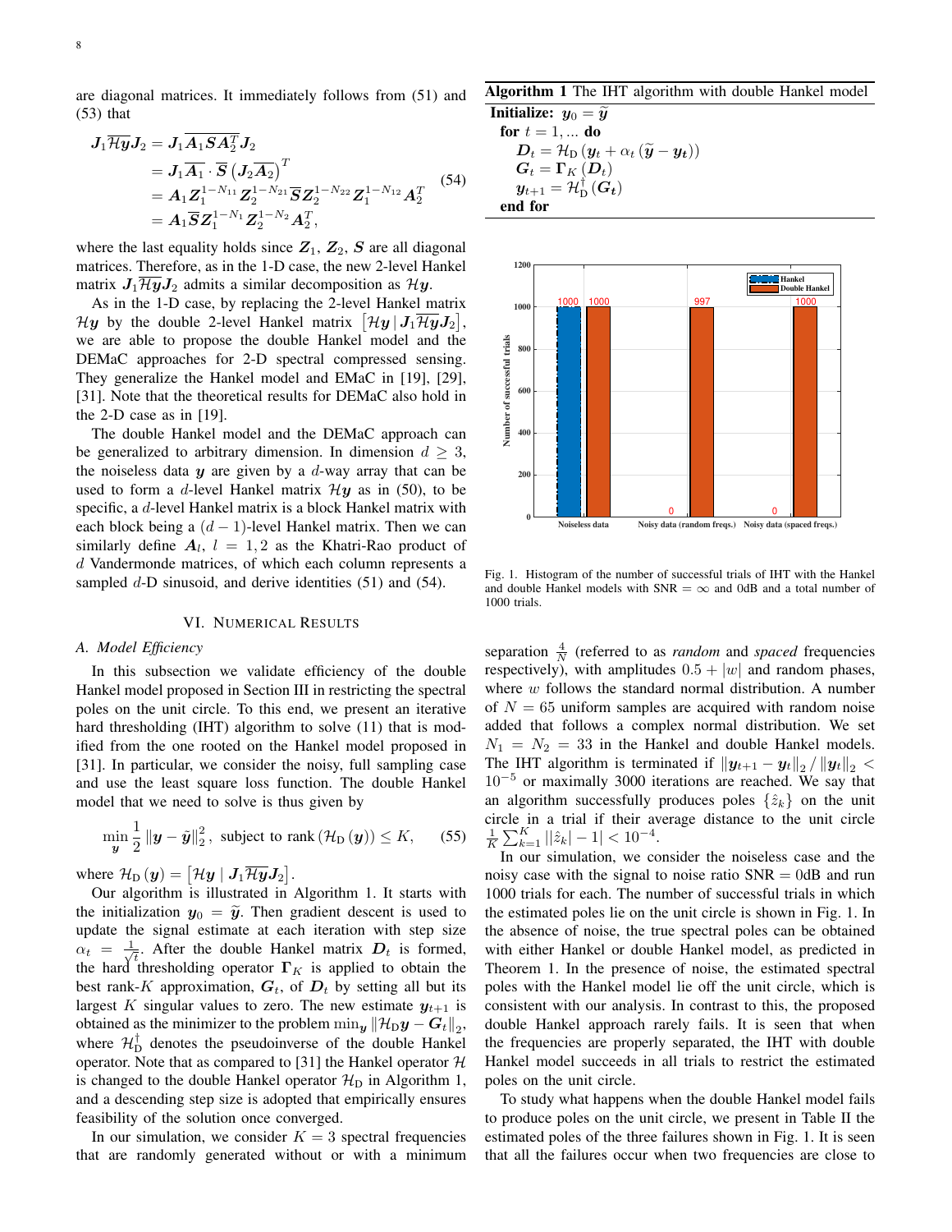are diagonal matrices. It immediately follows from (51) and (53) that

$$
\begin{aligned}
\boldsymbol{J}_1 \overline{\mathcal{H}\boldsymbol{y}} \boldsymbol{J}_2 &= \boldsymbol{J}_1 \overline{\boldsymbol{A}_1 \boldsymbol{S} \boldsymbol{A}_2^T} \boldsymbol{J}_2 \\
&= \boldsymbol{J}_1 \overline{\boldsymbol{A}_1} \cdot \overline{\boldsymbol{S}} \left( \boldsymbol{J}_2 \overline{\boldsymbol{A}_2} \right)^T \\
&= \boldsymbol{A}_1 \boldsymbol{Z}_1^{1-N_{11}} \boldsymbol{Z}_2^{1-N_{21}} \overline{\boldsymbol{S}} \boldsymbol{Z}_2^{1-N_{22}} \boldsymbol{Z}_1^{1-N_{12}} \boldsymbol{A}_2^T \\
&= \boldsymbol{A}_1 \overline{\boldsymbol{S}} \boldsymbol{Z}_1^{1-N_1} \boldsymbol{Z}_2^{1-N_2} \boldsymbol{A}_2^T,
\end{aligned} \tag{54}
$$

where the last equality holds since $\boldsymbol{Z}_1$, $\boldsymbol{Z}_2$, $\boldsymbol{S}$ are all diagonal matrices. Therefore, as in the 1-D case, the new 2-level Hankel matrix $\boldsymbol{J}_1 \overline{\mathcal{H}\boldsymbol{y}} \boldsymbol{J}_2$ admits a similar decomposition as $\mathcal{H}\boldsymbol{y}$.

As in the 1-D case, by replacing the 2-level Hankel matrix $\mathcal{H}\boldsymbol{y}$ by the double 2-level Hankel matrix $\left[\mathcal{H}\boldsymbol{y} \,|\, \boldsymbol{J}_1 \overline{\mathcal{H}\boldsymbol{y}} \boldsymbol{J}_2\right]$, we are able to propose the double Hankel model and the DEMaC approaches for 2-D spectral compressed sensing. They generalize the Hankel model and EMaC in [19], [29], [31]. Note that the theoretical results for DEMaC also hold in the 2-D case as in [19].

The double Hankel model and the DEMaC approach can be generalized to arbitrary dimension. In dimension $d \geq 3$, the noiseless data $\boldsymbol{y}$ are given by a $d$-way array that can be used to form a $d$-level Hankel matrix $\mathcal{H}\boldsymbol{y}$ as in (50), to be specific, a $d$-level Hankel matrix is a block Hankel matrix with each block being a $(d-1)$-level Hankel matrix. Then we can similarly define $\boldsymbol{A}_l$, $l = 1, 2$ as the Khatri-Rao product of $d$ Vandermonde matrices, of which each column represents a sampled $d$-D sinusoid, and derive identities (51) and (54).

## VI. Numerical Results

### A. Model Efficiency

In this subsection we validate efficiency of the double Hankel model proposed in Section III in restricting the spectral poles on the unit circle. To this end, we present an iterative hard thresholding (IHT) algorithm to solve (11) that is modified from the one rooted on the Hankel model proposed in [31]. In particular, we consider the noisy, full sampling case and use the least square loss function. The double Hankel model that we need to solve is thus given by

$$
\min_{\boldsymbol{y}} \frac{1}{2} \left\| \boldsymbol{y} - \tilde{\boldsymbol{y}} \right\|_2^2, \text{ subject to } \operatorname{rank}\left(\mathcal{H}_{\mathrm{D}}\left(\boldsymbol{y}\right)\right) \leq K, \tag{55}
$$

where $\mathcal{H}_{\mathrm{D}}\left(\boldsymbol{y}\right) = \left[\mathcal{H}\boldsymbol{y} \mid \boldsymbol{J}_1 \overline{\mathcal{H}\boldsymbol{y}} \boldsymbol{J}_2\right]$.

Our algorithm is illustrated in Algorithm 1. It starts with the initialization $\boldsymbol{y}_0 = \widetilde{\boldsymbol{y}}$. Then gradient descent is used to update the signal estimate at each iteration with step size $\alpha_t = \frac{1}{\sqrt{t}}$. After the double Hankel matrix $\boldsymbol{D}_t$ is formed, the hard thresholding operator $\boldsymbol{\Gamma}_K$ is applied to obtain the best rank-$K$ approximation, $\boldsymbol{G}_t$, of $\boldsymbol{D}_t$ by setting all but its largest $K$ singular values to zero. The new estimate $\boldsymbol{y}_{t+1}$ is obtained as the minimizer to the problem $\min_{\boldsymbol{y}} \left\| \mathcal{H}_{\mathrm{D}}\boldsymbol{y} - \boldsymbol{G}_t \right\|_2$, where $\mathcal{H}_{\mathrm{D}}^{\dagger}$ denotes the pseudoinverse of the double Hankel operator. Note that as compared to [31] the Hankel operator $\mathcal{H}$ is changed to the double Hankel operator $\mathcal{H}_{\mathrm{D}}$ in Algorithm 1, and a descending step size is adopted that empirically ensures feasibility of the solution once converged.

In our simulation, we consider $K = 3$ spectral frequencies that are randomly generated without or with a minimum separation $\frac{4}{N}$ (referred to as *random* and *spaced* frequencies respectively), with amplitudes $0.5 + |w|$ and random phases, where $w$ follows the standard normal distribution. A number of $N = 65$ uniform samples are acquired with random noise added that follows a complex normal distribution. We set $N_1 = N_2 = 33$ in the Hankel and double Hankel models. The IHT algorithm is terminated if $\left\| \boldsymbol{y}_{t+1} - \boldsymbol{y}_t \right\|_2 / \left\| \boldsymbol{y}_t \right\|_2 < 10^{-5}$ or maximally 3000 iterations are reached. We say that an algorithm successfully produces poles $\{\hat{z}_k\}$ on the unit circle in a trial if their average distance to the unit circle $\frac{1}{K}\sum_{k=1}^{K} \left||\hat{z}_k| - 1\right| < 10^{-4}$.

**Algorithm 1** The IHT algorithm with double Hankel model

```
Initialize: y_0 = ỹ
  for t = 1, ... do
    D_t = H_D (y_t + α_t (ỹ − y_t))
    G_t = Γ_K (D_t)
    y_{t+1} = H_D^† (G_t)
  end for
```

Fig. 1. Histogram of the number of successful trials of IHT with the Hankel and double Hankel models with SNR = $\infty$ and 0dB and a total number of 1000 trials.

In our simulation, we consider the noiseless case and the noisy case with the signal to noise ratio SNR = 0dB and run 1000 trials for each. The number of successful trials in which the estimated poles lie on the unit circle is shown in Fig. 1. In the absence of noise, the true spectral poles can be obtained with either Hankel or double Hankel model, as predicted in Theorem 1. In the presence of noise, the estimated spectral poles with the Hankel model lie off the unit circle, which is consistent with our analysis. In contrast to this, the proposed double Hankel approach rarely fails. It is seen that when the frequencies are properly separated, the IHT with double Hankel model succeeds in all trials to restrict the estimated poles on the unit circle.

To study what happens when the double Hankel model fails to produce poles on the unit circle, we present in Table II the estimated poles of the three failures shown in Fig. 1. It is seen that all the failures occur when two frequencies are close to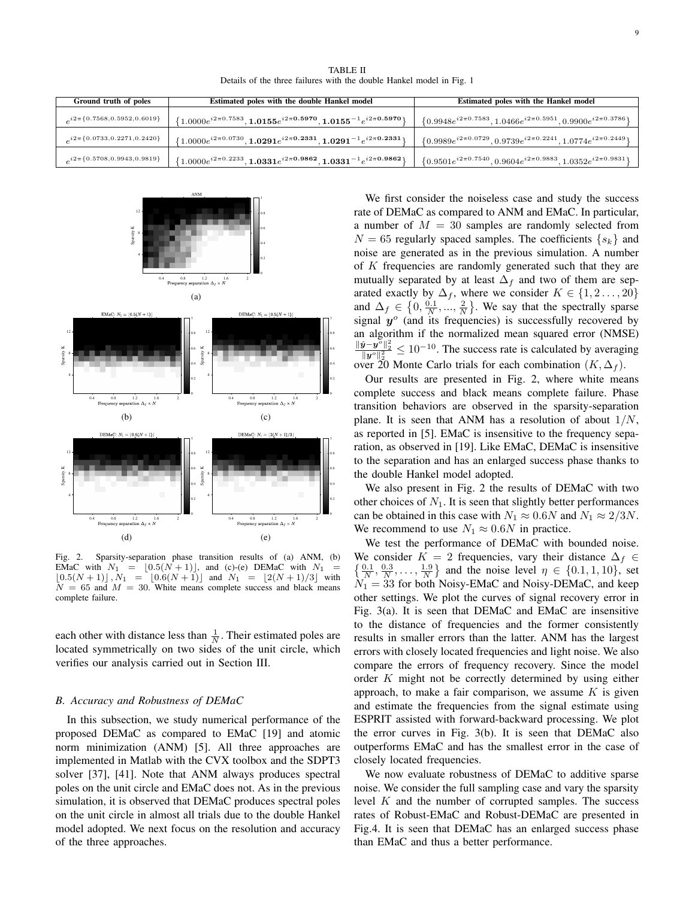TABLE II
Details of the three failures with the double Hankel model in Fig. 1

| Ground truth of poles | Estimated poles with the double Hankel model | Estimated poles with the Hankel model |
|---|---|---|
| $e^{i2\pi\{0.7568,0.5952,0.6019\}}$ | $\{1.0000e^{i2\pi 0.7583}, \mathbf{1.0155}e^{i2\pi \mathbf{0.5970}}, \mathbf{1.0155}^{-1}e^{i2\pi \mathbf{0.5970}}\}$ | $\{0.9948e^{i2\pi 0.7583}, 1.0466e^{i2\pi 0.5951}, 0.9900e^{i2\pi 0.3786}\}$ |
| $e^{i2\pi\{0.0733,0.2271,0.2420\}}$ | $\{1.0000e^{i2\pi 0.0730}, \mathbf{1.0291}e^{i2\pi \mathbf{0.2331}}, \mathbf{1.0291}^{-1}e^{i2\pi \mathbf{0.2331}}\}$ | $\{0.9989e^{i2\pi 0.0729}, 0.9739e^{i2\pi 0.2241}, 1.0774e^{i2\pi 0.2449}\}$ |
| $e^{i2\pi\{0.5708,0.9943,0.9819\}}$ | $\{1.0000e^{i2\pi 0.2233}, \mathbf{1.0331}e^{i2\pi \mathbf{0.9862}}, \mathbf{1.0331}^{-1}e^{i2\pi \mathbf{0.9862}}\}$ | $\{0.9501e^{i2\pi 0.7540}, 0.9604e^{i2\pi 0.9883}, 1.0352e^{i2\pi 0.9831}\}$ |

Fig. 2. Sparsity-separation phase transition results of (a) ANM, (b) EMaC with $N_1 = \lfloor 0.5(N+1) \rfloor$, and (c)-(e) DEMaC with $N_1 = \lfloor 0.5(N+1) \rfloor$, $N_1 = \lfloor 0.6(N+1) \rfloor$ and $N_1 = \lfloor 2(N+1)/3 \rfloor$ with $N = 65$ and $M = 30$. White means complete success and black means complete failure.

each other with distance less than $\frac{1}{N}$. Their estimated poles are located symmetrically on two sides of the unit circle, which verifies our analysis carried out in Section III.

### B. Accuracy and Robustness of DEMaC

In this subsection, we study numerical performance of the proposed DEMaC as compared to EMaC [19] and atomic norm minimization (ANM) [5]. All three approaches are implemented in Matlab with the CVX toolbox and the SDPT3 solver [37], [41]. Note that ANM always produces spectral poles on the unit circle and EMaC does not. As in the previous simulation, it is observed that DEMaC produces spectral poles on the unit circle in almost all trials due to the double Hankel model adopted. We next focus on the resolution and accuracy of the three approaches.

We first consider the noiseless case and study the success rate of DEMaC as compared to ANM and EMaC. In particular, a number of $M = 30$ samples are randomly selected from $N = 65$ regularly spaced samples. The coefficients $\{s_k\}$ and noise are generated as in the previous simulation. A number of $K$ frequencies are randomly generated such that they are mutually separated by at least $\Delta_f$ and two of them are separated exactly by $\Delta_f$, where we consider $K \in \{1, 2 \ldots, 20\}$ and $\Delta_f \in \left\{0, \frac{0.1}{N}, ..., \frac{2}{N}\right\}$. We say that the spectrally sparse signal $\boldsymbol{y}^o$ (and its frequencies) is successfully recovered by an algorithm if the normalized mean squared error (NMSE) $\frac{\|\hat{\boldsymbol{y}}-\boldsymbol{y}^o\|_2^2}{\|\boldsymbol{y}^o\|_2^2} \leq 10^{-10}$. The success rate is calculated by averaging over 20 Monte Carlo trials for each combination $(K, \Delta_f)$.

Our results are presented in Fig. 2, where white means complete success and black means complete failure. Phase transition behaviors are observed in the sparsity-separation plane. It is seen that ANM has a resolution of about $1/N$, as reported in [5]. EMaC is insensitive to the frequency separation, as observed in [19]. Like EMaC, DEMaC is insensitive to the separation and has an enlarged success phase thanks to the double Hankel model adopted.

We also present in Fig. 2 the results of DEMaC with two other choices of $N_1$. It is seen that slightly better performances can be obtained in this case with $N_1 \approx 0.6N$ and $N_1 \approx 2/3N$. We recommend to use $N_1 \approx 0.6N$ in practice.

We test the performance of DEMaC with bounded noise. We consider $K = 2$ frequencies, vary their distance $\Delta_f \in \left\{\frac{0.1}{N}, \frac{0.3}{N}, \ldots, \frac{1.9}{N}\right\}$ and the noise level $\eta \in \{0.1, 1, 10\}$, set $N_1 = 33$ for both Noisy-EMaC and Noisy-DEMaC, and keep other settings. We plot the curves of signal recovery error in Fig. 3(a). It is seen that DEMaC and EMaC are insensitive to the distance of frequencies and the former consistently results in smaller errors than the latter. ANM has the largest errors with closely located frequencies and light noise. We also compare the errors of frequency recovery. Since the model order $K$ might not be correctly determined by using either approach, to make a fair comparison, we assume $K$ is given and estimate the frequencies from the signal estimate using ESPRIT assisted with forward-backward processing. We plot the error curves in Fig. 3(b). It is seen that DEMaC also outperforms EMaC and has the smallest error in the case of closely located frequencies.

We now evaluate robustness of DEMaC to additive sparse noise. We consider the full sampling case and vary the sparsity level $K$ and the number of corrupted samples. The success rates of Robust-EMaC and Robust-DEMaC are presented in Fig.4. It is seen that DEMaC has an enlarged success phase than EMaC and thus a better performance.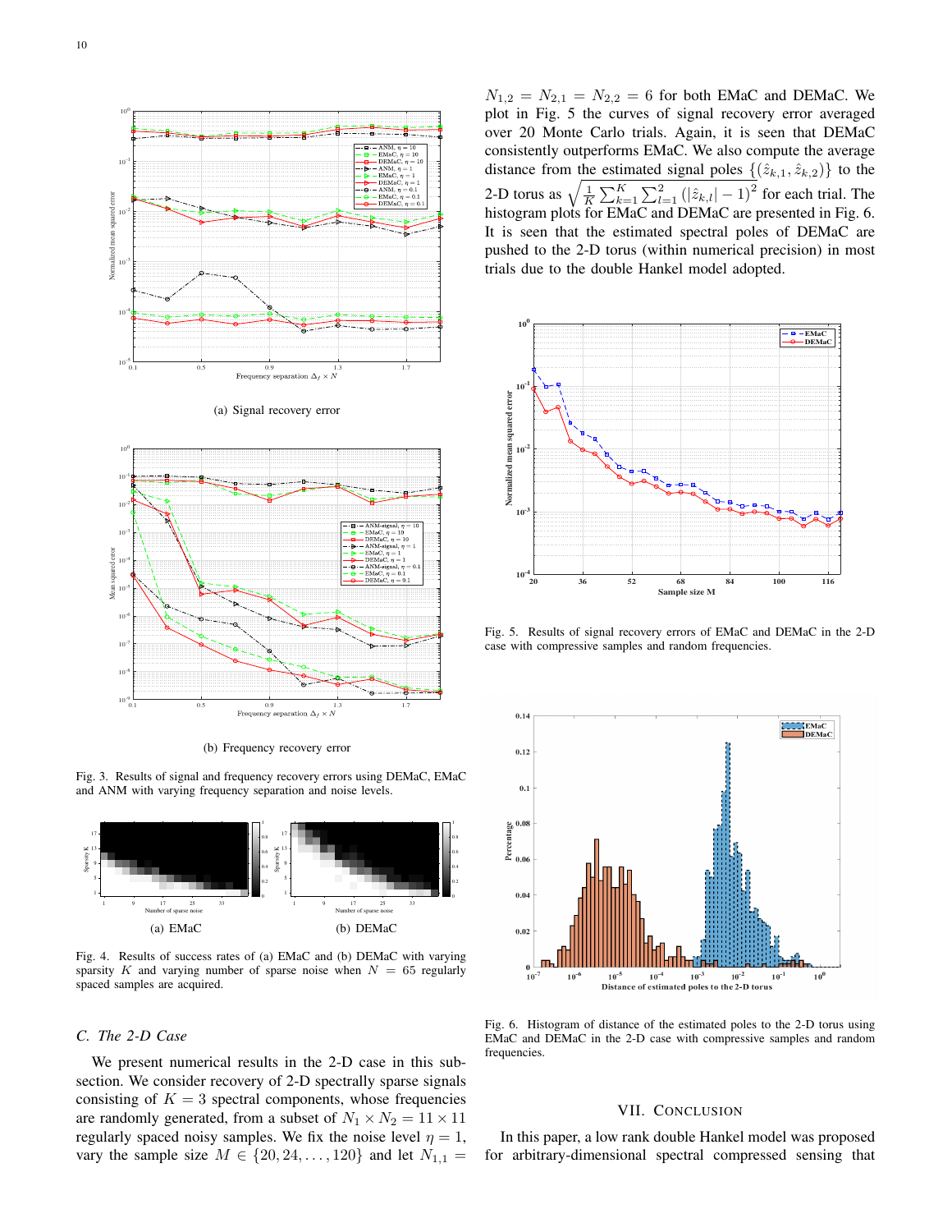(a) Signal recovery error

(b) Frequency recovery error

Fig. 3. Results of signal and frequency recovery errors using DEMaC, EMaC and ANM with varying frequency separation and noise levels.

(a) EMaC

(b) DEMaC

Fig. 4. Results of success rates of (a) EMaC and (b) DEMaC with varying sparsity $K$ and varying number of sparse noise when $N = 65$ regularly spaced samples are acquired.

### C. The 2-D Case

We present numerical results in the 2-D case in this subsection. We consider recovery of 2-D spectrally sparse signals consisting of $K = 3$ spectral components, whose frequencies are randomly generated, from a subset of $N_1 \times N_2 = 11 \times 11$ regularly spaced noisy samples. We fix the noise level $\eta = 1$, vary the sample size $M \in \{20, 24, \ldots, 120\}$ and let $N_{1,1} = N_{1,2} = N_{2,1} = N_{2,2} = 6$ for both EMaC and DEMaC. We plot in Fig. 5 the curves of signal recovery error averaged over 20 Monte Carlo trials. Again, it is seen that DEMaC consistently outperforms EMaC. We also compute the average distance from the estimated signal poles $\{(\hat{z}_{k,1}, \hat{z}_{k,2})\}$ to the 2-D torus as $\sqrt{\frac{1}{K}\sum_{k=1}^{K}\sum_{l=1}^{2}(|\hat{z}_{k,l}| - 1)^2}$ for each trial. The histogram plots for EMaC and DEMaC are presented in Fig. 6. It is seen that the estimated spectral poles of DEMaC are pushed to the 2-D torus (within numerical precision) in most trials due to the double Hankel model adopted.

Fig. 5. Results of signal recovery errors of EMaC and DEMaC in the 2-D case with compressive samples and random frequencies.

Fig. 6. Histogram of distance of the estimated poles to the 2-D torus using EMaC and DEMaC in the 2-D case with compressive samples and random frequencies.

## VII. Conclusion

In this paper, a low rank double Hankel model was proposed for arbitrary-dimensional spectral compressed sensing that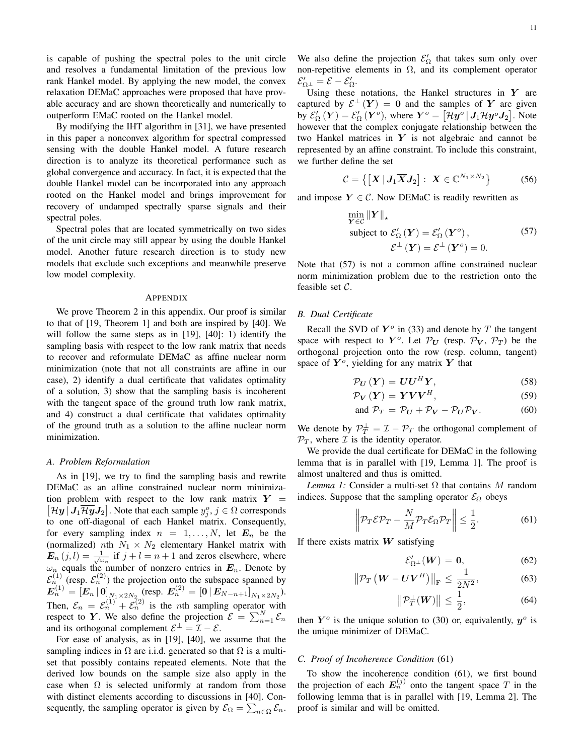is capable of pushing the spectral poles to the unit circle and resolves a fundamental limitation of the previous low rank Hankel model. By applying the new model, the convex relaxation DEMaC approaches were proposed that have provable accuracy and are shown theoretically and numerically to outperform EMaC rooted on the Hankel model.

By modifying the IHT algorithm in [31], we have presented in this paper a nonconvex algorithm for spectral compressed sensing with the double Hankel model. A future research direction is to analyze its theoretical performance such as global convergence and accuracy. In fact, it is expected that the double Hankel model can be incorporated into any approach rooted on the Hankel model and brings improvement for recovery of undamped spectrally sparse signals and their spectral poles.

Spectral poles that are located symmetrically on two sides of the unit circle may still appear by using the double Hankel model. Another future research direction is to study new models that exclude such exceptions and meanwhile preserve low model complexity.

## Appendix

We prove Theorem 2 in this appendix. Our proof is similar to that of [19, Theorem 1] and both are inspired by [40]. We will follow the same steps as in [19], [40]: 1) identify the sampling basis with respect to the low rank matrix that needs to recover and reformulate DEMaC as affine nuclear norm minimization (note that not all constraints are affine in our case), 2) identify a dual certificate that validates optimality of a solution, 3) show that the sampling basis is incoherent with the tangent space of the ground truth low rank matrix, and 4) construct a dual certificate that validates optimality of the ground truth as a solution to the affine nuclear norm minimization.

### A. Problem Reformulation

As in [19], we try to find the sampling basis and rewrite DEMaC as an affine constrained nuclear norm minimization problem with respect to the low rank matrix $\boldsymbol{Y} = \left[\mathcal{H}\boldsymbol{y} \,|\, \boldsymbol{J}_1\overline{\mathcal{H}\boldsymbol{y}}\boldsymbol{J}_2\right]$. Note that each sample $y_j^o, j \in \Omega$ corresponds to one off-diagonal of each Hankel matrix. Consequently, for every sampling index $n = 1, \ldots, N$, let $\boldsymbol{E}_n$ be the (normalized) $n$th $N_1 \times N_2$ elementary Hankel matrix with $\boldsymbol{E}_n(j,l) = \frac{1}{\sqrt{\omega_n}}$ if $j + l = n + 1$ and zeros elsewhere, where $\omega_n$ equals the number of nonzero entries in $\boldsymbol{E}_n$. Denote by $\mathcal{E}_n^{(1)}$ (resp. $\mathcal{E}_n^{(2)}$) the projection onto the subspace spanned by $\boldsymbol{E}_n^{(1)} = [\boldsymbol{E}_n \,|\, \boldsymbol{0}]_{N_1 \times 2N_2}$ (resp. $\boldsymbol{E}_n^{(2)} = [\boldsymbol{0} \,|\, \boldsymbol{E}_{N-n+1}]_{N_1 \times 2N_2}$). Then, $\mathcal{E}_n = \mathcal{E}_n^{(1)} + \mathcal{E}_n^{(2)}$ is the $n$th sampling operator with respect to $\boldsymbol{Y}$. We also define the projection $\mathcal{E} = \sum_{n=1}^N \mathcal{E}_n$ and its orthogonal complement $\mathcal{E}^\perp = \mathcal{I} - \mathcal{E}$.

For ease of analysis, as in [19], [40], we assume that the sampling indices in $\Omega$ are i.i.d. generated so that $\Omega$ is a multi-set that possibly contains repeated elements. Note that the derived low bounds on the sample size also apply in the case when $\Omega$ is selected uniformly at random from those with distinct elements according to discussions in [40]. Consequently, the sampling operator is given by $\mathcal{E}_\Omega = \sum_{n \in \Omega} \mathcal{E}_n$. We also define the projection $\mathcal{E}'_\Omega$ that takes sum only over non-repetitive elements in $\Omega$, and its complement operator $\mathcal{E}'_{\Omega^\perp} = \mathcal{E} - \mathcal{E}'_\Omega$.

Using these notations, the Hankel structures in $\boldsymbol{Y}$ are captured by $\mathcal{E}^\perp(\boldsymbol{Y}) = \boldsymbol{0}$ and the samples of $\boldsymbol{Y}$ are given by $\mathcal{E}'_\Omega(\boldsymbol{Y}) = \mathcal{E}'_\Omega(\boldsymbol{Y}^o)$, where $\boldsymbol{Y}^o = \left[\mathcal{H}\boldsymbol{y}^o \,|\, \boldsymbol{J}_1\overline{\mathcal{H}\boldsymbol{y}^o}\boldsymbol{J}_2\right]$. Note however that the complex conjugate relationship between the two Hankel matrices in $\boldsymbol{Y}$ is not algebraic and cannot be represented by an affine constraint. To include this constraint, we further define the set

$$\mathcal{C} = \left\{\left[\boldsymbol{X} \,|\, \boldsymbol{J}_1\overline{\boldsymbol{X}}\boldsymbol{J}_2\right] : \boldsymbol{X} \in \mathbb{C}^{N_1 \times N_2}\right\} \tag{56}$$

and impose $\boldsymbol{Y} \in \mathcal{C}$. Now DEMaC is readily rewritten as

$$\begin{aligned} &\min_{\boldsymbol{Y} \in \mathcal{C}} \|\boldsymbol{Y}\|_\star \\ &\text{subject to } \mathcal{E}'_\Omega(\boldsymbol{Y}) = \mathcal{E}'_\Omega(\boldsymbol{Y}^o), \\ &\qquad\qquad \mathcal{E}^\perp(\boldsymbol{Y}) = \mathcal{E}^\perp(\boldsymbol{Y}^o) = 0. \end{aligned} \tag{57}$$

Note that (57) is not a common affine constrained nuclear norm minimization problem due to the restriction onto the feasible set $\mathcal{C}$.

### B. Dual Certificate

Recall the SVD of $\boldsymbol{Y}^o$ in (33) and denote by $T$ the tangent space with respect to $\boldsymbol{Y}^o$. Let $\mathcal{P}_{\boldsymbol{U}}$ (resp. $\mathcal{P}_{\boldsymbol{V}}$, $\mathcal{P}_T$) be the orthogonal projection onto the row (resp. column, tangent) space of $\boldsymbol{Y}^o$, yielding for any matrix $\boldsymbol{Y}$ that

$$\mathcal{P}_{\boldsymbol{U}}(\boldsymbol{Y}) = \boldsymbol{U}\boldsymbol{U}^H\boldsymbol{Y}, \tag{58}$$

$$\mathcal{P}_{\boldsymbol{V}}(\boldsymbol{Y}) = \boldsymbol{Y}\boldsymbol{V}\boldsymbol{V}^H, \tag{59}$$

$$\text{and } \mathcal{P}_T = \mathcal{P}_{\boldsymbol{U}} + \mathcal{P}_{\boldsymbol{V}} - \mathcal{P}_{\boldsymbol{U}}\mathcal{P}_{\boldsymbol{V}}. \tag{60}$$

We denote by $\mathcal{P}_T^\perp = \mathcal{I} - \mathcal{P}_T$ the orthogonal complement of $\mathcal{P}_T$, where $\mathcal{I}$ is the identity operator.

We provide the dual certificate for DEMaC in the following lemma that is in parallel with [19, Lemma 1]. The proof is almost unaltered and thus is omitted.

*Lemma 1:* Consider a multi-set $\Omega$ that contains $M$ random indices. Suppose that the sampling operator $\mathcal{E}_\Omega$ obeys

$$\left\|\mathcal{P}_T\mathcal{E}\mathcal{P}_T - \frac{N}{M}\mathcal{P}_T\mathcal{E}_\Omega\mathcal{P}_T\right\| \leq \frac{1}{2}. \tag{61}$$

If there exists matrix $\boldsymbol{W}$ satisfying

$$\mathcal{E}'_{\Omega^\perp}(\boldsymbol{W}) = \boldsymbol{0}, \tag{62}$$

$$\left\|\mathcal{P}_T\left(\boldsymbol{W} - \boldsymbol{U}\boldsymbol{V}^H\right)\right\|_{\mathrm{F}} \leq \frac{1}{2N^2}, \tag{63}$$

$$\left\|\mathcal{P}_T^\perp(\boldsymbol{W})\right\| \leq \frac{1}{2}, \tag{64}$$

then $\boldsymbol{Y}^o$ is the unique solution to (30) or, equivalently, $\boldsymbol{y}^o$ is the unique minimizer of DEMaC.

### C. Proof of Incoherence Condition (61)

To show the incoherence condition (61), we first bound the projection of each $\boldsymbol{E}_n^{(j)}$ onto the tangent space $T$ in the following lemma that is in parallel with [19, Lemma 2]. The proof is similar and will be omitted.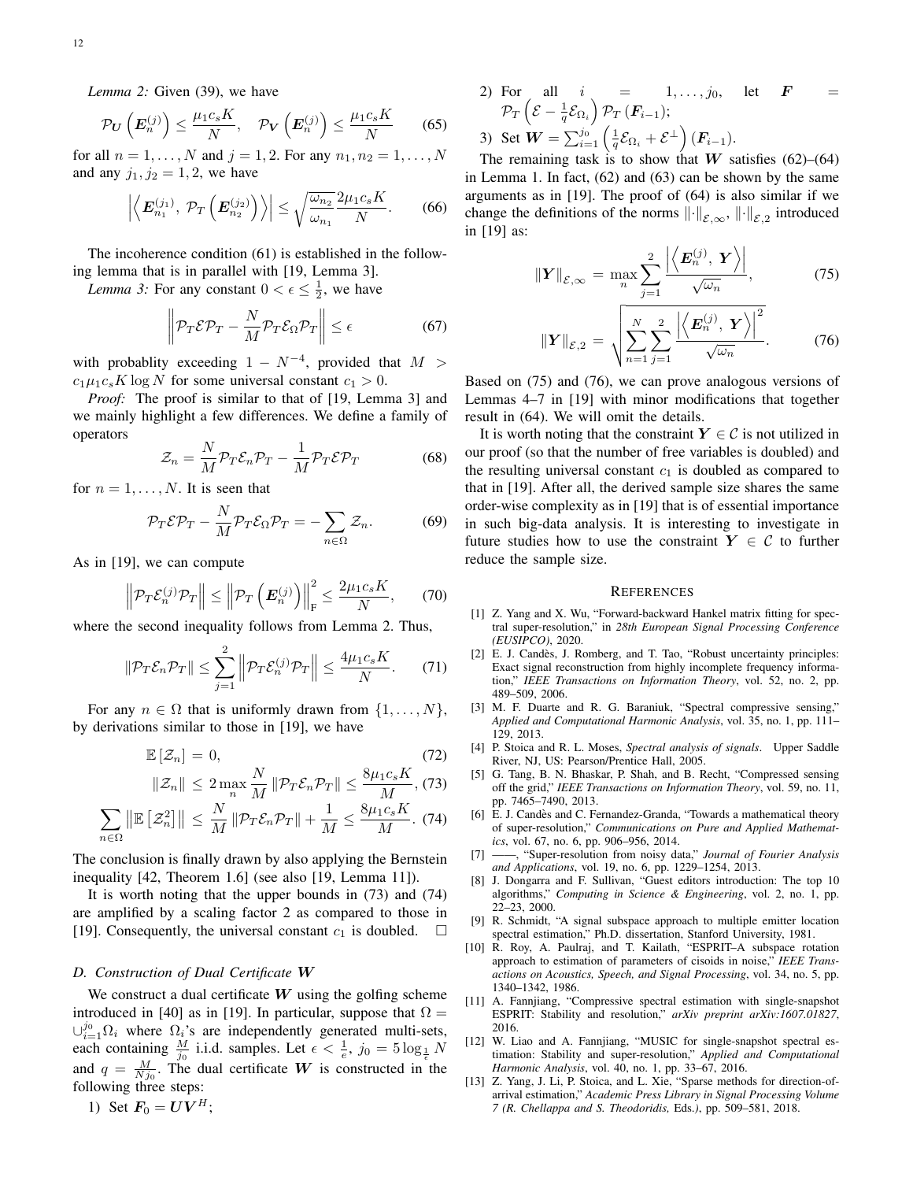*Lemma 2:* Given (39), we have

$$\mathcal{P}_{\boldsymbol{U}}\left(\boldsymbol{E}_n^{(j)}\right) \leq \frac{\mu_1 c_s K}{N}, \quad \mathcal{P}_{\boldsymbol{V}}\left(\boldsymbol{E}_n^{(j)}\right) \leq \frac{\mu_1 c_s K}{N} \tag{65}$$

for all $n = 1, \ldots, N$ and $j = 1, 2$. For any $n_1, n_2 = 1, \ldots, N$ and any $j_1, j_2 = 1, 2$, we have

$$\left|\left\langle \boldsymbol{E}_{n_1}^{(j_1)},\ \mathcal{P}_T\left(\boldsymbol{E}_{n_2}^{(j_2)}\right)\right\rangle\right| \leq \sqrt{\frac{\omega_{n_2}}{\omega_{n_1}}} \frac{2\mu_1 c_s K}{N}. \tag{66}$$

The incoherence condition (61) is established in the following lemma that is in parallel with [19, Lemma 3].

*Lemma 3:* For any constant $0 < \epsilon \leq \frac{1}{2}$, we have

$$\left\| \mathcal{P}_T \mathcal{E} \mathcal{P}_T - \frac{N}{M} \mathcal{P}_T \mathcal{E}_\Omega \mathcal{P}_T \right\| \leq \epsilon \tag{67}$$

with probablity exceeding $1 - N^{-4}$, provided that $M > c_1 \mu_1 c_s K \log N$ for some universal constant $c_1 > 0$.

*Proof:* The proof is similar to that of [19, Lemma 3] and we mainly highlight a few differences. We define a family of operators

$$\mathcal{Z}_n = \frac{N}{M} \mathcal{P}_T \mathcal{E}_n \mathcal{P}_T - \frac{1}{M} \mathcal{P}_T \mathcal{E} \mathcal{P}_T \tag{68}$$

for $n = 1, \ldots, N$. It is seen that

$$\mathcal{P}_T \mathcal{E} \mathcal{P}_T - \frac{N}{M} \mathcal{P}_T \mathcal{E}_\Omega \mathcal{P}_T = -\sum_{n \in \Omega} \mathcal{Z}_n. \tag{69}$$

As in [19], we can compute

$$\left\| \mathcal{P}_T \mathcal{E}_n^{(j)} \mathcal{P}_T \right\| \leq \left\| \mathcal{P}_T\left(\boldsymbol{E}_n^{(j)}\right)\right\|_{\text{F}}^2 \leq \frac{2\mu_1 c_s K}{N}, \tag{70}$$

where the second inequality follows from Lemma 2. Thus,

$$\left\| \mathcal{P}_T \mathcal{E}_n \mathcal{P}_T \right\| \leq \sum_{j=1}^{2} \left\| \mathcal{P}_T \mathcal{E}_n^{(j)} \mathcal{P}_T \right\| \leq \frac{4\mu_1 c_s K}{N}. \tag{71}$$

For any $n \in \Omega$ that is uniformly drawn from $\{1, \ldots, N\}$, by derivations similar to those in [19], we have

$$\mathbb{E}\left[\mathcal{Z}_n\right] = 0, \tag{72}$$

$$\left\| \mathcal{Z}_n \right\| \leq 2 \max_n \frac{N}{M} \left\| \mathcal{P}_T \mathcal{E}_n \mathcal{P}_T \right\| \leq \frac{8\mu_1 c_s K}{M}, \tag{73}$$

$$\sum_{n \in \Omega} \left\| \mathbb{E}\left[\mathcal{Z}_n^2\right] \right\| \leq \frac{N}{M} \left\| \mathcal{P}_T \mathcal{E}_n \mathcal{P}_T \right\| + \frac{1}{M} \leq \frac{8\mu_1 c_s K}{M}. \tag{74}$$

The conclusion is finally drawn by also applying the Bernstein inequality [42, Theorem 1.6] (see also [19, Lemma 11]).

It is worth noting that the upper bounds in (73) and (74) are amplified by a scaling factor 2 as compared to those in [19]. Consequently, the universal constant $c_1$ is doubled. □

### D. Construction of Dual Certificate $\boldsymbol{W}$

We construct a dual certificate $\boldsymbol{W}$ using the golfing scheme introduced in [40] as in [19]. In particular, suppose that $\Omega = \cup_{i=1}^{j_0} \Omega_i$ where $\Omega_i$'s are independently generated multi-sets, each containing $\frac{M}{j_0}$ i.i.d. samples. Let $\epsilon < \frac{1}{e}$, $j_0 = 5 \log_{\frac{1}{\epsilon}} N$ and $q = \frac{M}{N j_0}$. The dual certificate $\boldsymbol{W}$ is constructed in the following three steps:

1) Set $\boldsymbol{F}_0 = \boldsymbol{U}\boldsymbol{V}^H$;
2) For all $i = 1, \ldots, j_0$, let $\boldsymbol{F} = \mathcal{P}_T\left(\mathcal{E} - \frac{1}{q}\mathcal{E}_{\Omega_i}\right)\mathcal{P}_T\left(\boldsymbol{F}_{i-1}\right)$;
3) Set $\boldsymbol{W} = \sum_{i=1}^{j_0}\left(\frac{1}{q}\mathcal{E}_{\Omega_i} + \mathcal{E}^\perp\right)\left(\boldsymbol{F}_{i-1}\right)$.

The remaining task is to show that $\boldsymbol{W}$ satisfies (62)–(64) in Lemma 1. In fact, (62) and (63) can be shown by the same arguments as in [19]. The proof of (64) is also similar if we change the definitions of the norms $\|\cdot\|_{\mathcal{E},\infty}$, $\|\cdot\|_{\mathcal{E},2}$ introduced in [19] as:

$$\|\boldsymbol{Y}\|_{\mathcal{E},\infty} = \max_n \sum_{j=1}^{2} \frac{\left|\left\langle \boldsymbol{E}_n^{(j)},\ \boldsymbol{Y}\right\rangle\right|}{\sqrt{\omega_n}}, \tag{75}$$

$$\|\boldsymbol{Y}\|_{\mathcal{E},2} = \sqrt{\sum_{n=1}^{N} \sum_{j=1}^{2} \frac{\left|\left\langle \boldsymbol{E}_n^{(j)},\ \boldsymbol{Y}\right\rangle\right|^2}{\sqrt{\omega_n}}}. \tag{76}$$

Based on (75) and (76), we can prove analogous versions of Lemmas 4–7 in [19] with minor modifications that together result in (64). We will omit the details.

It is worth noting that the constraint $\boldsymbol{Y} \in \mathcal{C}$ is not utilized in our proof (so that the number of free variables is doubled) and the resulting universal constant $c_1$ is doubled as compared to that in [19]. After all, the derived sample size shares the same order-wise complexity as in [19] that is of essential importance in such big-data analysis. It is interesting to investigate in future studies how to use the constraint $\boldsymbol{Y} \in \mathcal{C}$ to further reduce the sample size.

## REFERENCES

[1] Z. Yang and X. Wu, "Forward-backward Hankel matrix fitting for spectral super-resolution," in *28th European Signal Processing Conference (EUSIPCO)*, 2020.

[2] E. J. Candès, J. Romberg, and T. Tao, "Robust uncertainty principles: Exact signal reconstruction from highly incomplete frequency information," *IEEE Transactions on Information Theory*, vol. 52, no. 2, pp. 489–509, 2006.

[3] M. F. Duarte and R. G. Baraniuk, "Spectral compressive sensing," *Applied and Computational Harmonic Analysis*, vol. 35, no. 1, pp. 111–129, 2013.

[4] P. Stoica and R. L. Moses, *Spectral analysis of signals*. Upper Saddle River, NJ, US: Pearson/Prentice Hall, 2005.

[5] G. Tang, B. N. Bhaskar, P. Shah, and B. Recht, "Compressed sensing off the grid," *IEEE Transactions on Information Theory*, vol. 59, no. 11, pp. 7465–7490, 2013.

[6] E. J. Candès and C. Fernandez-Granda, "Towards a mathematical theory of super-resolution," *Communications on Pure and Applied Mathematics*, vol. 67, no. 6, pp. 906–956, 2014.

[7] ——, "Super-resolution from noisy data," *Journal of Fourier Analysis and Applications*, vol. 19, no. 6, pp. 1229–1254, 2013.

[8] J. Dongarra and F. Sullivan, "Guest editors introduction: The top 10 algorithms," *Computing in Science & Engineering*, vol. 2, no. 1, pp. 22–23, 2000.

[9] R. Schmidt, "A signal subspace approach to multiple emitter location spectral estimation," Ph.D. dissertation, Stanford University, 1981.

[10] R. Roy, A. Paulraj, and T. Kailath, "ESPRIT–A subspace rotation approach to estimation of parameters of cisoids in noise," *IEEE Transactions on Acoustics, Speech, and Signal Processing*, vol. 34, no. 5, pp. 1340–1342, 1986.

[11] A. Fannjiang, "Compressive spectral estimation with single-snapshot ESPRIT: Stability and resolution," *arXiv preprint arXiv:1607.01827*, 2016.

[12] W. Liao and A. Fannjiang, "MUSIC for single-snapshot spectral estimation: Stability and super-resolution," *Applied and Computational Harmonic Analysis*, vol. 40, no. 1, pp. 33–67, 2016.

[13] Z. Yang, J. Li, P. Stoica, and L. Xie, "Sparse methods for direction-of-arrival estimation," *Academic Press Library in Signal Processing Volume 7 (R. Chellappa and S. Theodoridis,* Eds.*)*, pp. 509–581, 2018.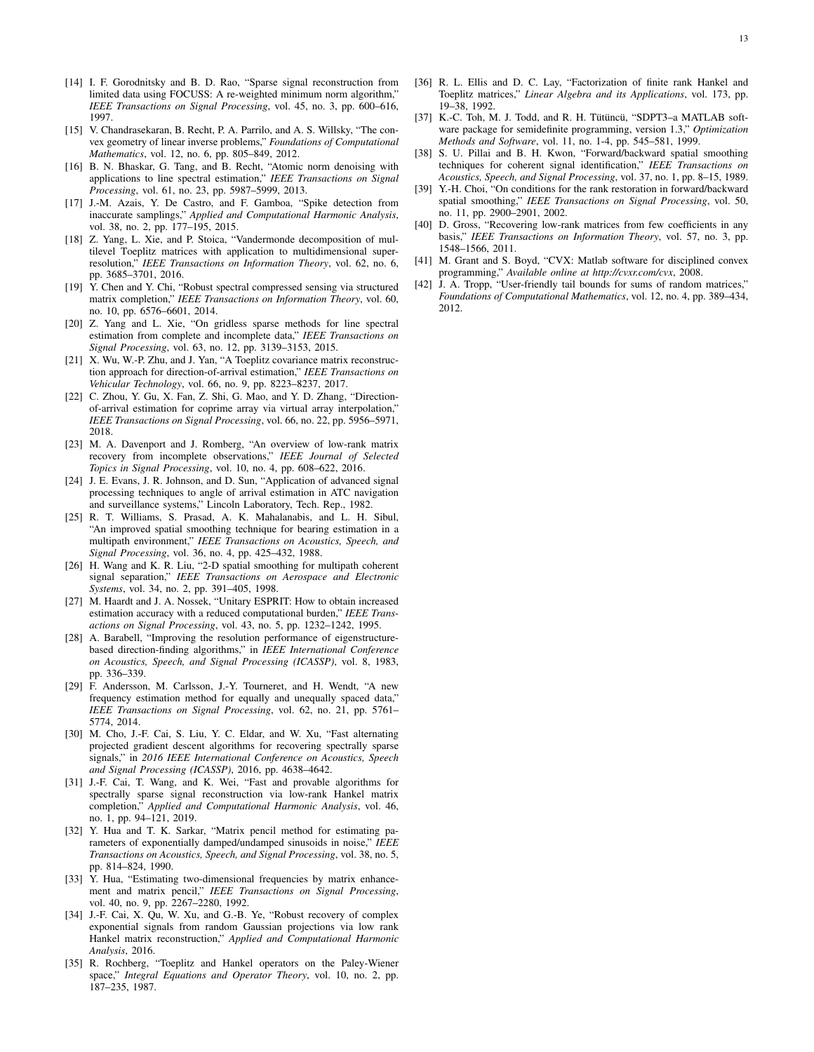[14] I. F. Gorodnitsky and B. D. Rao, "Sparse signal reconstruction from limited data using FOCUSS: A re-weighted minimum norm algorithm," *IEEE Transactions on Signal Processing*, vol. 45, no. 3, pp. 600–616, 1997.

[15] V. Chandrasekaran, B. Recht, P. A. Parrilo, and A. S. Willsky, "The convex geometry of linear inverse problems," *Foundations of Computational Mathematics*, vol. 12, no. 6, pp. 805–849, 2012.

[16] B. N. Bhaskar, G. Tang, and B. Recht, "Atomic norm denoising with applications to line spectral estimation," *IEEE Transactions on Signal Processing*, vol. 61, no. 23, pp. 5987–5999, 2013.

[17] J.-M. Azais, Y. De Castro, and F. Gamboa, "Spike detection from inaccurate samplings," *Applied and Computational Harmonic Analysis*, vol. 38, no. 2, pp. 177–195, 2015.

[18] Z. Yang, L. Xie, and P. Stoica, "Vandermonde decomposition of multilevel Toeplitz matrices with application to multidimensional super-resolution," *IEEE Transactions on Information Theory*, vol. 62, no. 6, pp. 3685–3701, 2016.

[19] Y. Chen and Y. Chi, "Robust spectral compressed sensing via structured matrix completion," *IEEE Transactions on Information Theory*, vol. 60, no. 10, pp. 6576–6601, 2014.

[20] Z. Yang and L. Xie, "On gridless sparse methods for line spectral estimation from complete and incomplete data," *IEEE Transactions on Signal Processing*, vol. 63, no. 12, pp. 3139–3153, 2015.

[21] X. Wu, W.-P. Zhu, and J. Yan, "A Toeplitz covariance matrix reconstruction approach for direction-of-arrival estimation," *IEEE Transactions on Vehicular Technology*, vol. 66, no. 9, pp. 8223–8237, 2017.

[22] C. Zhou, Y. Gu, X. Fan, Z. Shi, G. Mao, and Y. D. Zhang, "Direction-of-arrival estimation for coprime array via virtual array interpolation," *IEEE Transactions on Signal Processing*, vol. 66, no. 22, pp. 5956–5971, 2018.

[23] M. A. Davenport and J. Romberg, "An overview of low-rank matrix recovery from incomplete observations," *IEEE Journal of Selected Topics in Signal Processing*, vol. 10, no. 4, pp. 608–622, 2016.

[24] J. E. Evans, J. R. Johnson, and D. Sun, "Application of advanced signal processing techniques to angle of arrival estimation in ATC navigation and surveillance systems," Lincoln Laboratory, Tech. Rep., 1982.

[25] R. T. Williams, S. Prasad, A. K. Mahalanabis, and L. H. Sibul, "An improved spatial smoothing technique for bearing estimation in a multipath environment," *IEEE Transactions on Acoustics, Speech, and Signal Processing*, vol. 36, no. 4, pp. 425–432, 1988.

[26] H. Wang and K. R. Liu, "2-D spatial smoothing for multipath coherent signal separation," *IEEE Transactions on Aerospace and Electronic Systems*, vol. 34, no. 2, pp. 391–405, 1998.

[27] M. Haardt and J. A. Nossek, "Unitary ESPRIT: How to obtain increased estimation accuracy with a reduced computational burden," *IEEE Transactions on Signal Processing*, vol. 43, no. 5, pp. 1232–1242, 1995.

[28] A. Barabell, "Improving the resolution performance of eigenstructure-based direction-finding algorithms," in *IEEE International Conference on Acoustics, Speech, and Signal Processing (ICASSP)*, vol. 8, 1983, pp. 336–339.

[29] F. Andersson, M. Carlsson, J.-Y. Tourneret, and H. Wendt, "A new frequency estimation method for equally and unequally spaced data," *IEEE Transactions on Signal Processing*, vol. 62, no. 21, pp. 5761–5774, 2014.

[30] M. Cho, J.-F. Cai, S. Liu, Y. C. Eldar, and W. Xu, "Fast alternating projected gradient descent algorithms for recovering spectrally sparse signals," in *2016 IEEE International Conference on Acoustics, Speech and Signal Processing (ICASSP)*, 2016, pp. 4638–4642.

[31] J.-F. Cai, T. Wang, and K. Wei, "Fast and provable algorithms for spectrally sparse signal reconstruction via low-rank Hankel matrix completion," *Applied and Computational Harmonic Analysis*, vol. 46, no. 1, pp. 94–121, 2019.

[32] Y. Hua and T. K. Sarkar, "Matrix pencil method for estimating parameters of exponentially damped/undamped sinusoids in noise," *IEEE Transactions on Acoustics, Speech, and Signal Processing*, vol. 38, no. 5, pp. 814–824, 1990.

[33] Y. Hua, "Estimating two-dimensional frequencies by matrix enhancement and matrix pencil," *IEEE Transactions on Signal Processing*, vol. 40, no. 9, pp. 2267–2280, 1992.

[34] J.-F. Cai, X. Qu, W. Xu, and G.-B. Ye, "Robust recovery of complex exponential signals from random Gaussian projections via low rank Hankel matrix reconstruction," *Applied and Computational Harmonic Analysis*, 2016.

[35] R. Rochberg, "Toeplitz and Hankel operators on the Paley-Wiener space," *Integral Equations and Operator Theory*, vol. 10, no. 2, pp. 187–235, 1987.

[36] R. L. Ellis and D. C. Lay, "Factorization of finite rank Hankel and Toeplitz matrices," *Linear Algebra and its Applications*, vol. 173, pp. 19–38, 1992.

[37] K.-C. Toh, M. J. Todd, and R. H. Tütüncü, "SDPT3–a MATLAB software package for semidefinite programming, version 1.3," *Optimization Methods and Software*, vol. 11, no. 1-4, pp. 545–581, 1999.

[38] S. U. Pillai and B. H. Kwon, "Forward/backward spatial smoothing techniques for coherent signal identification," *IEEE Transactions on Acoustics, Speech, and Signal Processing*, vol. 37, no. 1, pp. 8–15, 1989.

[39] Y.-H. Choi, "On conditions for the rank restoration in forward/backward spatial smoothing," *IEEE Transactions on Signal Processing*, vol. 50, no. 11, pp. 2900–2901, 2002.

[40] D. Gross, "Recovering low-rank matrices from few coefficients in any basis," *IEEE Transactions on Information Theory*, vol. 57, no. 3, pp. 1548–1566, 2011.

[41] M. Grant and S. Boyd, "CVX: Matlab software for disciplined convex programming," *Available online at http://cvxr.com/cvx*, 2008.

[42] J. A. Tropp, "User-friendly tail bounds for sums of random matrices," *Foundations of Computational Mathematics*, vol. 12, no. 4, pp. 389–434, 2012.